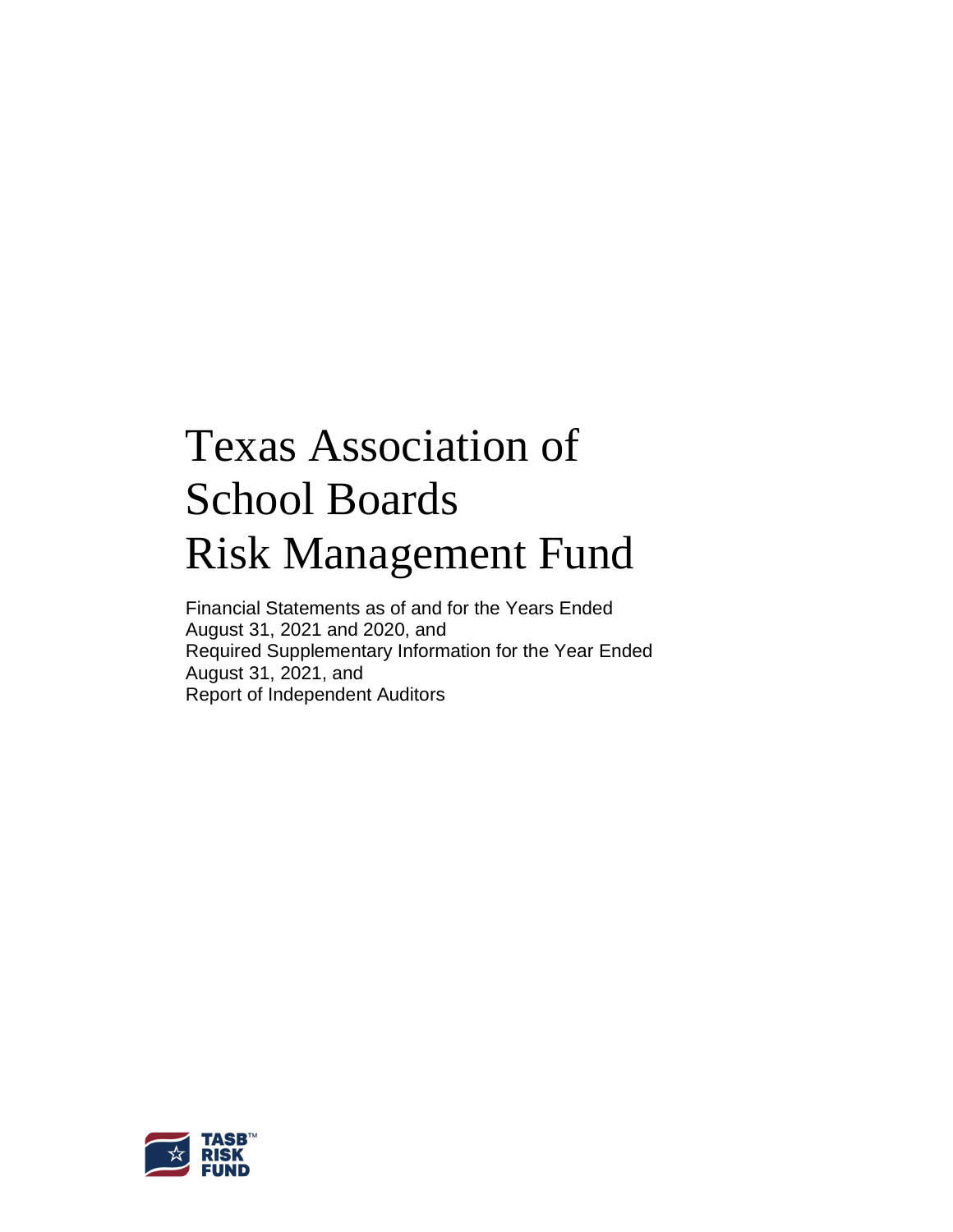# Texas Association of School Boards Risk Management Fund

Financial Statements as of and for the Years Ended
August 31, 2021 and 2020, and
Required Supplementary Information for the Year Ended
August 31, 2021, and
Report of Independent Auditors

TASB™
RISK
FUND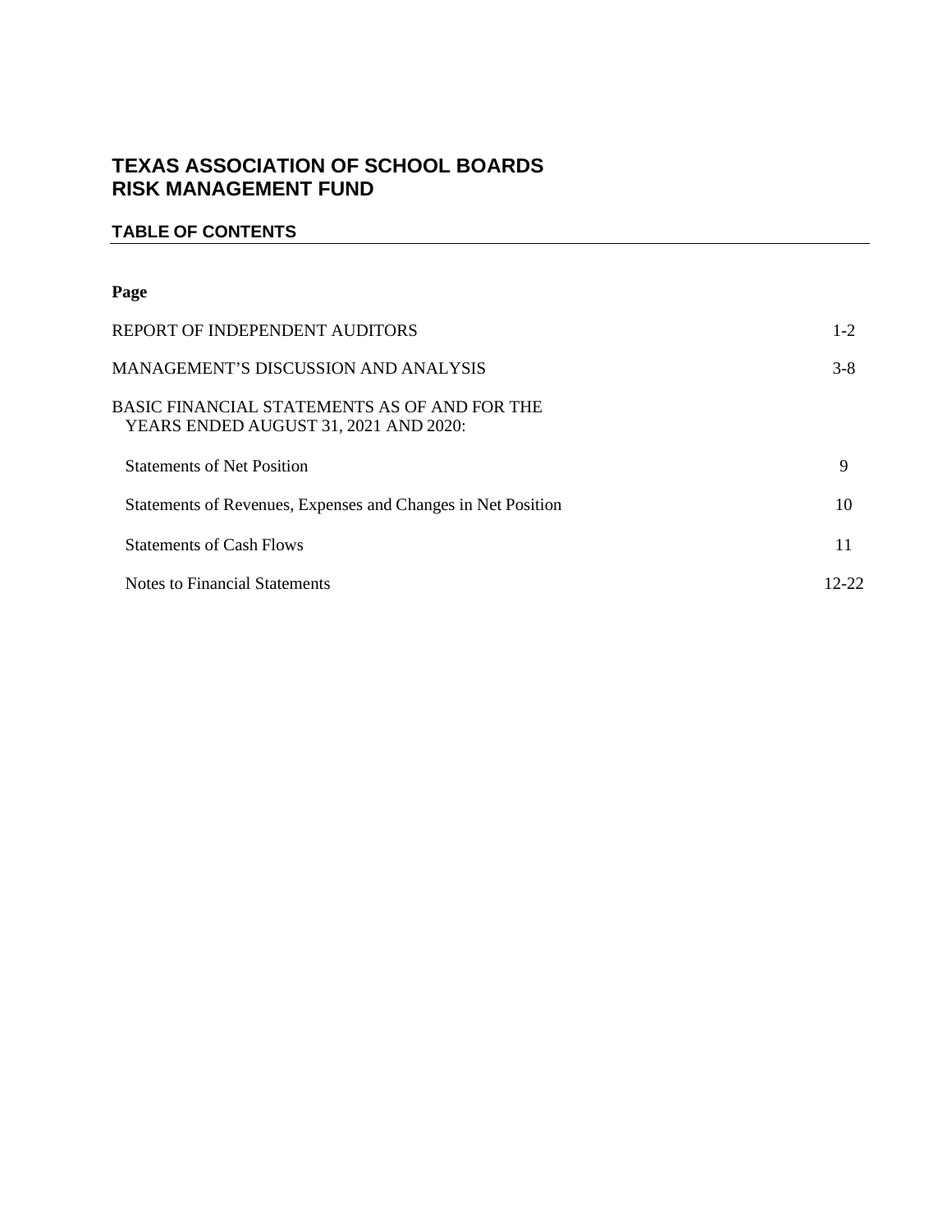# TEXAS ASSOCIATION OF SCHOOL BOARDS
# RISK MANAGEMENT FUND

## TABLE OF CONTENTS

| | Page |
|---|---|
| REPORT OF INDEPENDENT AUDITORS | 1-2 |
| MANAGEMENT'S DISCUSSION AND ANALYSIS | 3-8 |
| BASIC FINANCIAL STATEMENTS AS OF AND FOR THE YEARS ENDED AUGUST 31, 2021 AND 2020: | |
| Statements of Net Position | 9 |
| Statements of Revenues, Expenses and Changes in Net Position | 10 |
| Statements of Cash Flows | 11 |
| Notes to Financial Statements | 12-22 |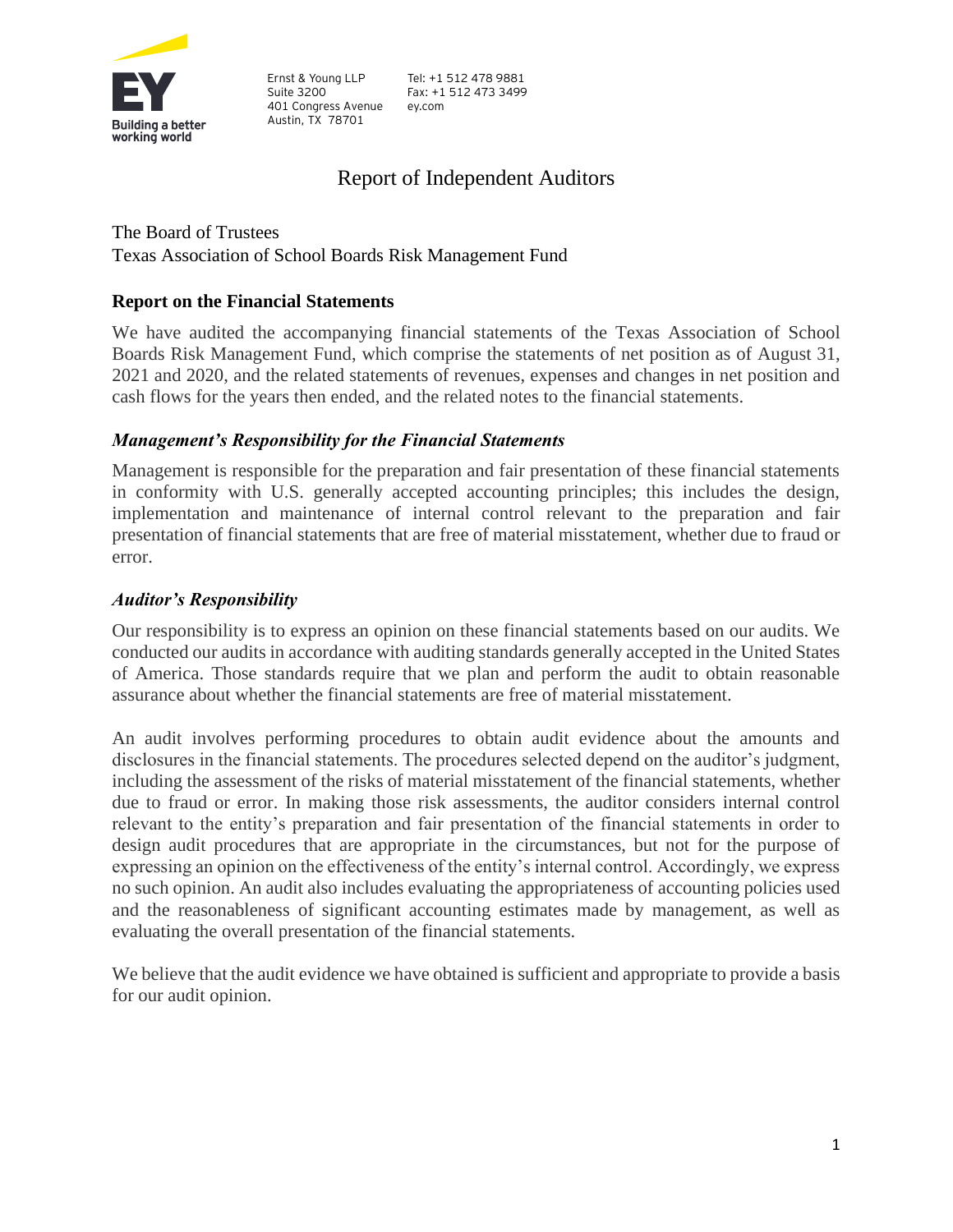Ernst & Young LLP
Suite 3200
401 Congress Avenue
Austin, TX 78701

Tel: +1 512 478 9881
Fax: +1 512 473 3499
ey.com

# Report of Independent Auditors

The Board of Trustees
Texas Association of School Boards Risk Management Fund

## Report on the Financial Statements

We have audited the accompanying financial statements of the Texas Association of School Boards Risk Management Fund, which comprise the statements of net position as of August 31, 2021 and 2020, and the related statements of revenues, expenses and changes in net position and cash flows for the years then ended, and the related notes to the financial statements.

### *Management's Responsibility for the Financial Statements*

Management is responsible for the preparation and fair presentation of these financial statements in conformity with U.S. generally accepted accounting principles; this includes the design, implementation and maintenance of internal control relevant to the preparation and fair presentation of financial statements that are free of material misstatement, whether due to fraud or error.

### *Auditor's Responsibility*

Our responsibility is to express an opinion on these financial statements based on our audits. We conducted our audits in accordance with auditing standards generally accepted in the United States of America. Those standards require that we plan and perform the audit to obtain reasonable assurance about whether the financial statements are free of material misstatement.

An audit involves performing procedures to obtain audit evidence about the amounts and disclosures in the financial statements. The procedures selected depend on the auditor's judgment, including the assessment of the risks of material misstatement of the financial statements, whether due to fraud or error. In making those risk assessments, the auditor considers internal control relevant to the entity's preparation and fair presentation of the financial statements in order to design audit procedures that are appropriate in the circumstances, but not for the purpose of expressing an opinion on the effectiveness of the entity's internal control. Accordingly, we express no such opinion. An audit also includes evaluating the appropriateness of accounting policies used and the reasonableness of significant accounting estimates made by management, as well as evaluating the overall presentation of the financial statements.

We believe that the audit evidence we have obtained is sufficient and appropriate to provide a basis for our audit opinion.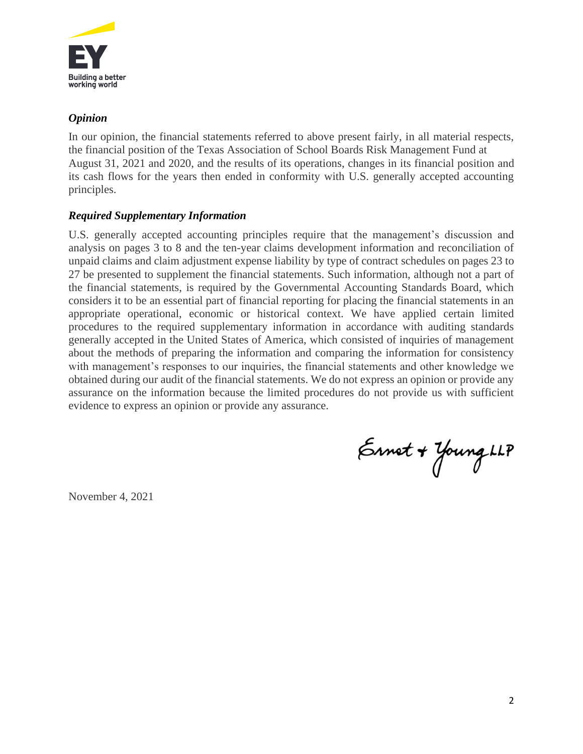### *Opinion*

In our opinion, the financial statements referred to above present fairly, in all material respects, the financial position of the Texas Association of School Boards Risk Management Fund at August 31, 2021 and 2020, and the results of its operations, changes in its financial position and its cash flows for the years then ended in conformity with U.S. generally accepted accounting principles.

### *Required Supplementary Information*

U.S. generally accepted accounting principles require that the management's discussion and analysis on pages 3 to 8 and the ten-year claims development information and reconciliation of unpaid claims and claim adjustment expense liability by type of contract schedules on pages 23 to 27 be presented to supplement the financial statements. Such information, although not a part of the financial statements, is required by the Governmental Accounting Standards Board, which considers it to be an essential part of financial reporting for placing the financial statements in an appropriate operational, economic or historical context. We have applied certain limited procedures to the required supplementary information in accordance with auditing standards generally accepted in the United States of America, which consisted of inquiries of management about the methods of preparing the information and comparing the information for consistency with management's responses to our inquiries, the financial statements and other knowledge we obtained during our audit of the financial statements. We do not express an opinion or provide any assurance on the information because the limited procedures do not provide us with sufficient evidence to express an opinion or provide any assurance.

Ernst & Young LLP

November 4, 2021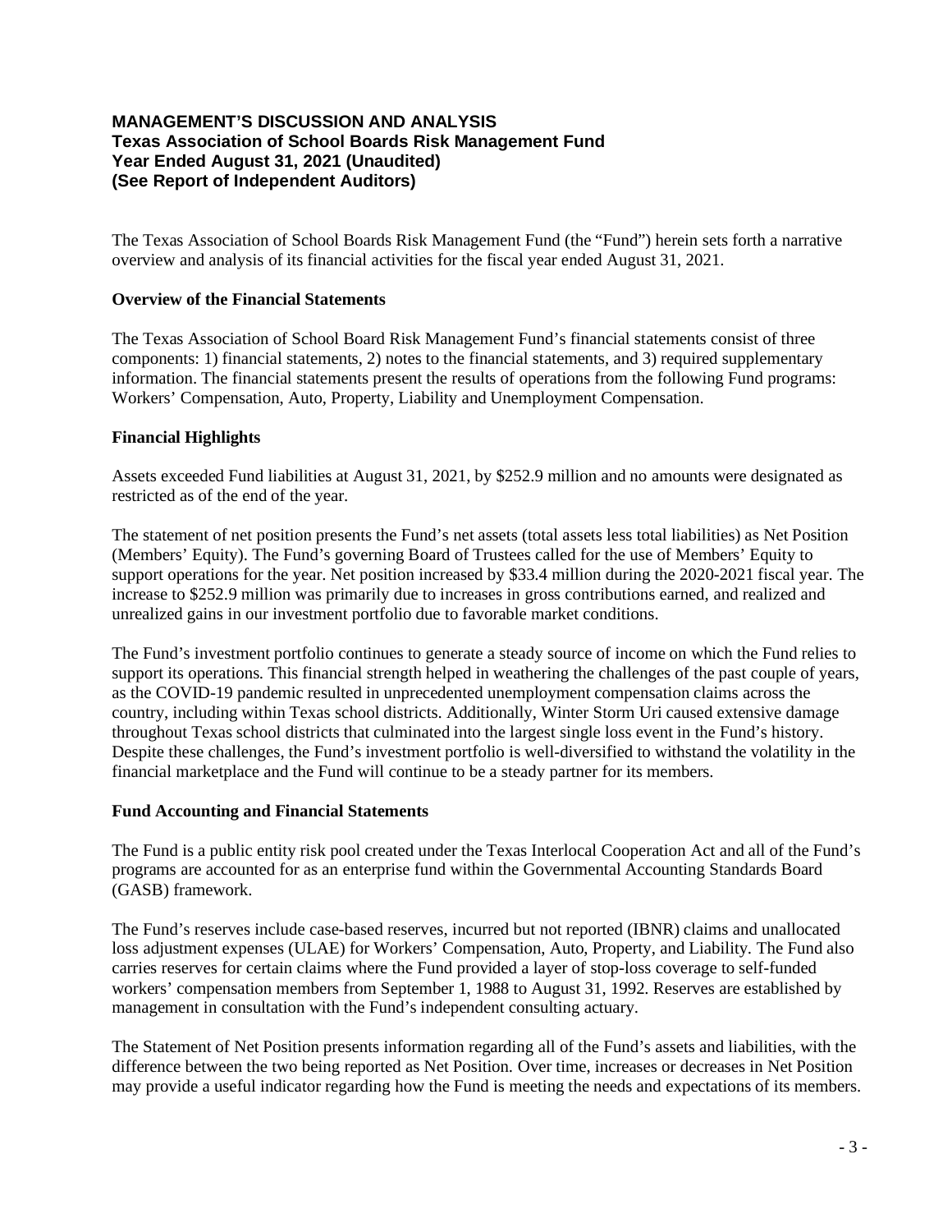# MANAGEMENT'S DISCUSSION AND ANALYSIS
## Texas Association of School Boards Risk Management Fund
## Year Ended August 31, 2021 (Unaudited)
## (See Report of Independent Auditors)

The Texas Association of School Boards Risk Management Fund (the "Fund") herein sets forth a narrative overview and analysis of its financial activities for the fiscal year ended August 31, 2021.

### Overview of the Financial Statements

The Texas Association of School Board Risk Management Fund's financial statements consist of three components: 1) financial statements, 2) notes to the financial statements, and 3) required supplementary information. The financial statements present the results of operations from the following Fund programs: Workers' Compensation, Auto, Property, Liability and Unemployment Compensation.

### Financial Highlights

Assets exceeded Fund liabilities at August 31, 2021, by $252.9 million and no amounts were designated as restricted as of the end of the year.

The statement of net position presents the Fund's net assets (total assets less total liabilities) as Net Position (Members' Equity). The Fund's governing Board of Trustees called for the use of Members' Equity to support operations for the year. Net position increased by $33.4 million during the 2020-2021 fiscal year. The increase to $252.9 million was primarily due to increases in gross contributions earned, and realized and unrealized gains in our investment portfolio due to favorable market conditions.

The Fund's investment portfolio continues to generate a steady source of income on which the Fund relies to support its operations. This financial strength helped in weathering the challenges of the past couple of years, as the COVID-19 pandemic resulted in unprecedented unemployment compensation claims across the country, including within Texas school districts. Additionally, Winter Storm Uri caused extensive damage throughout Texas school districts that culminated into the largest single loss event in the Fund's history. Despite these challenges, the Fund's investment portfolio is well-diversified to withstand the volatility in the financial marketplace and the Fund will continue to be a steady partner for its members.

### Fund Accounting and Financial Statements

The Fund is a public entity risk pool created under the Texas Interlocal Cooperation Act and all of the Fund's programs are accounted for as an enterprise fund within the Governmental Accounting Standards Board (GASB) framework.

The Fund's reserves include case-based reserves, incurred but not reported (IBNR) claims and unallocated loss adjustment expenses (ULAE) for Workers' Compensation, Auto, Property, and Liability. The Fund also carries reserves for certain claims where the Fund provided a layer of stop-loss coverage to self-funded workers' compensation members from September 1, 1988 to August 31, 1992. Reserves are established by management in consultation with the Fund's independent consulting actuary.

The Statement of Net Position presents information regarding all of the Fund's assets and liabilities, with the difference between the two being reported as Net Position. Over time, increases or decreases in Net Position may provide a useful indicator regarding how the Fund is meeting the needs and expectations of its members.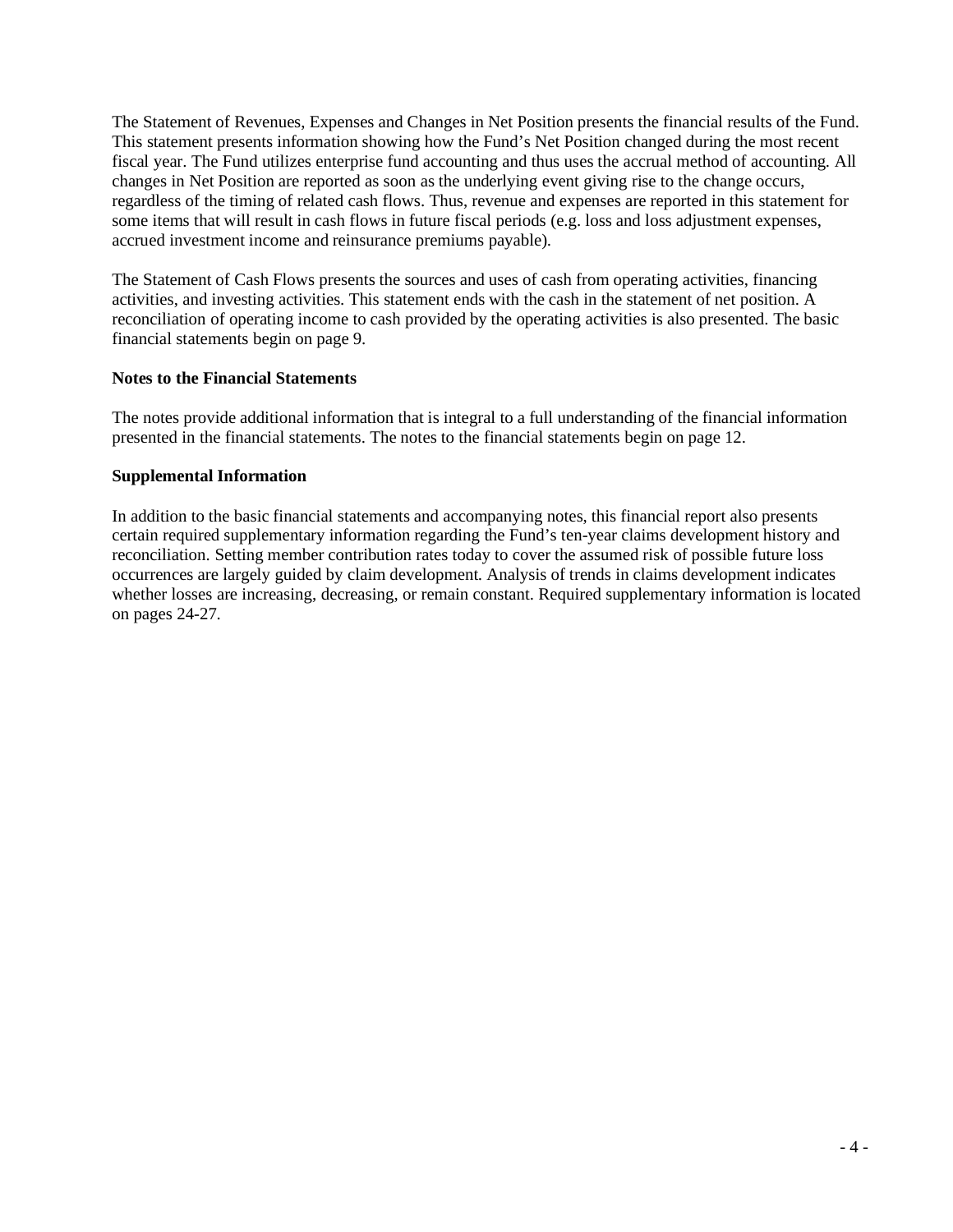The Statement of Revenues, Expenses and Changes in Net Position presents the financial results of the Fund. This statement presents information showing how the Fund's Net Position changed during the most recent fiscal year. The Fund utilizes enterprise fund accounting and thus uses the accrual method of accounting. All changes in Net Position are reported as soon as the underlying event giving rise to the change occurs, regardless of the timing of related cash flows. Thus, revenue and expenses are reported in this statement for some items that will result in cash flows in future fiscal periods (e.g. loss and loss adjustment expenses, accrued investment income and reinsurance premiums payable).

The Statement of Cash Flows presents the sources and uses of cash from operating activities, financing activities, and investing activities. This statement ends with the cash in the statement of net position. A reconciliation of operating income to cash provided by the operating activities is also presented. The basic financial statements begin on page 9.

**Notes to the Financial Statements**

The notes provide additional information that is integral to a full understanding of the financial information presented in the financial statements. The notes to the financial statements begin on page 12.

**Supplemental Information**

In addition to the basic financial statements and accompanying notes, this financial report also presents certain required supplementary information regarding the Fund's ten-year claims development history and reconciliation. Setting member contribution rates today to cover the assumed risk of possible future loss occurrences are largely guided by claim development. Analysis of trends in claims development indicates whether losses are increasing, decreasing, or remain constant. Required supplementary information is located on pages 24-27.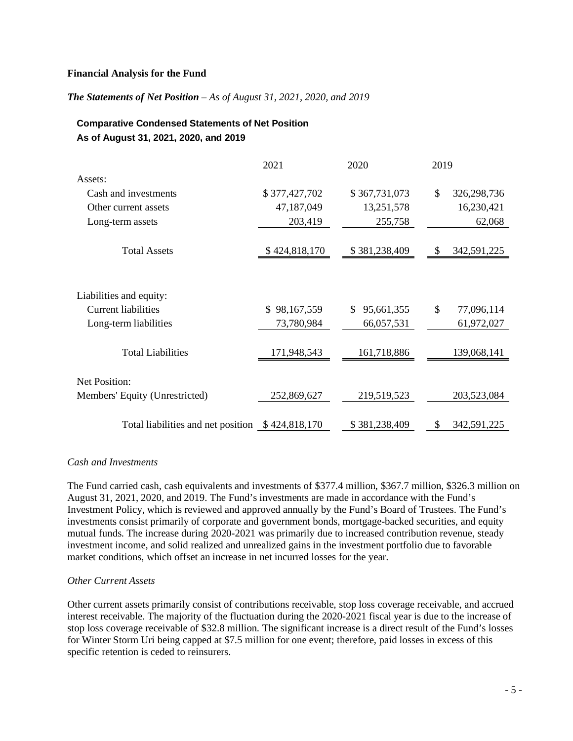**Financial Analysis for the Fund**

***The Statements of Net Position** – As of August 31, 2021, 2020, and 2019*

**Comparative Condensed Statements of Net Position**
**As of August 31, 2021, 2020, and 2019**

| | 2021 | 2020 | 2019 |
|---|---|---|---|
| Assets: | | | |
| Cash and investments | $ 377,427,702 | $ 367,731,073 | $ 326,298,736 |
| Other current assets | 47,187,049 | 13,251,578 | 16,230,421 |
| Long-term assets | 203,419 | 255,758 | 62,068 |
| Total Assets | $ 424,818,170 | $ 381,238,409 | $ 342,591,225 |
| Liabilities and equity: | | | |
| Current liabilities | $ 98,167,559 | $ 95,661,355 | $ 77,096,114 |
| Long-term liabilities | 73,780,984 | 66,057,531 | 61,972,027 |
| Total Liabilities | 171,948,543 | 161,718,886 | 139,068,141 |
| Net Position: | | | |
| Members' Equity (Unrestricted) | 252,869,627 | 219,519,523 | 203,523,084 |
| Total liabilities and net position | $ 424,818,170 | $ 381,238,409 | $ 342,591,225 |

*Cash and Investments*

The Fund carried cash, cash equivalents and investments of $377.4 million, $367.7 million, $326.3 million on August 31, 2021, 2020, and 2019. The Fund's investments are made in accordance with the Fund's Investment Policy, which is reviewed and approved annually by the Fund's Board of Trustees. The Fund's investments consist primarily of corporate and government bonds, mortgage-backed securities, and equity mutual funds. The increase during 2020-2021 was primarily due to increased contribution revenue, steady investment income, and solid realized and unrealized gains in the investment portfolio due to favorable market conditions, which offset an increase in net incurred losses for the year.

*Other Current Assets*

Other current assets primarily consist of contributions receivable, stop loss coverage receivable, and accrued interest receivable. The majority of the fluctuation during the 2020-2021 fiscal year is due to the increase of stop loss coverage receivable of $32.8 million. The significant increase is a direct result of the Fund's losses for Winter Storm Uri being capped at $7.5 million for one event; therefore, paid losses in excess of this specific retention is ceded to reinsurers.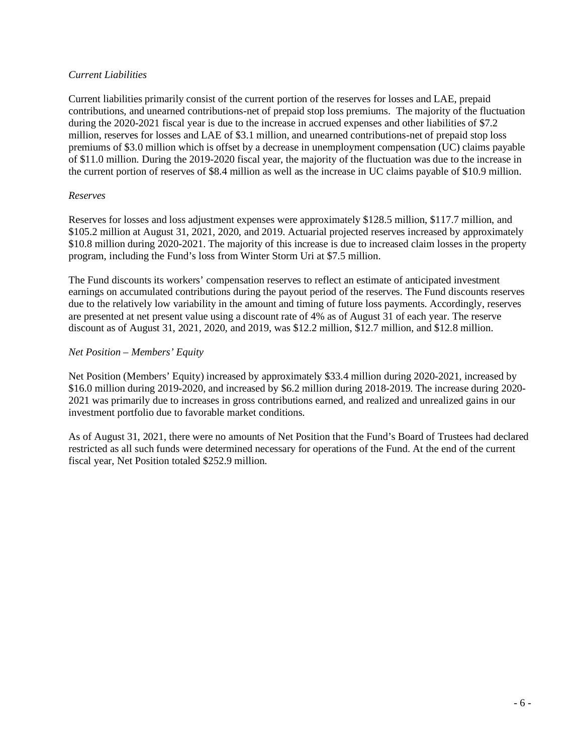*Current Liabilities*

Current liabilities primarily consist of the current portion of the reserves for losses and LAE, prepaid contributions, and unearned contributions-net of prepaid stop loss premiums. The majority of the fluctuation during the 2020-2021 fiscal year is due to the increase in accrued expenses and other liabilities of $7.2 million, reserves for losses and LAE of $3.1 million, and unearned contributions-net of prepaid stop loss premiums of $3.0 million which is offset by a decrease in unemployment compensation (UC) claims payable of $11.0 million. During the 2019-2020 fiscal year, the majority of the fluctuation was due to the increase in the current portion of reserves of $8.4 million as well as the increase in UC claims payable of $10.9 million.

*Reserves*

Reserves for losses and loss adjustment expenses were approximately $128.5 million, $117.7 million, and $105.2 million at August 31, 2021, 2020, and 2019. Actuarial projected reserves increased by approximately $10.8 million during 2020-2021. The majority of this increase is due to increased claim losses in the property program, including the Fund's loss from Winter Storm Uri at $7.5 million.

The Fund discounts its workers' compensation reserves to reflect an estimate of anticipated investment earnings on accumulated contributions during the payout period of the reserves. The Fund discounts reserves due to the relatively low variability in the amount and timing of future loss payments. Accordingly, reserves are presented at net present value using a discount rate of 4% as of August 31 of each year. The reserve discount as of August 31, 2021, 2020, and 2019, was $12.2 million, $12.7 million, and $12.8 million.

*Net Position – Members' Equity*

Net Position (Members' Equity) increased by approximately $33.4 million during 2020-2021, increased by $16.0 million during 2019-2020, and increased by $6.2 million during 2018-2019. The increase during 2020-2021 was primarily due to increases in gross contributions earned, and realized and unrealized gains in our investment portfolio due to favorable market conditions.

As of August 31, 2021, there were no amounts of Net Position that the Fund's Board of Trustees had declared restricted as all such funds were determined necessary for operations of the Fund. At the end of the current fiscal year, Net Position totaled $252.9 million.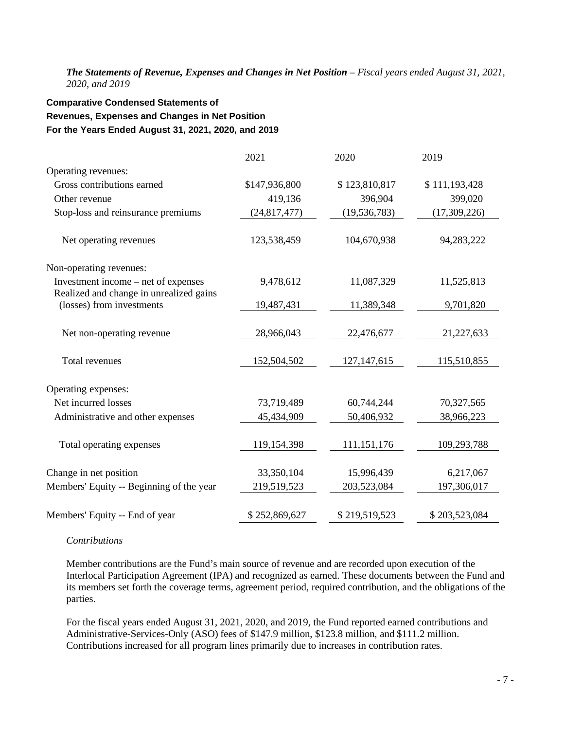***The Statements of Revenue, Expenses and Changes in Net Position*** *– Fiscal years ended August 31, 2021, 2020, and 2019*

**Comparative Condensed Statements of Revenues, Expenses and Changes in Net Position For the Years Ended August 31, 2021, 2020, and 2019**

| | 2021 | 2020 | 2019 |
|---|---|---|---|
| Operating revenues: | | | |
| Gross contributions earned | $147,936,800 | $ 123,810,817 | $ 111,193,428 |
| Other revenue | 419,136 | 396,904 | 399,020 |
| Stop-loss and reinsurance premiums | (24,817,477) | (19,536,783) | (17,309,226) |
| Net operating revenues | 123,538,459 | 104,670,938 | 94,283,222 |
| Non-operating revenues: | | | |
| Investment income – net of expenses | 9,478,612 | 11,087,329 | 11,525,813 |
| Realized and change in unrealized gains (losses) from investments | 19,487,431 | 11,389,348 | 9,701,820 |
| Net non-operating revenue | 28,966,043 | 22,476,677 | 21,227,633 |
| Total revenues | 152,504,502 | 127,147,615 | 115,510,855 |
| Operating expenses: | | | |
| Net incurred losses | 73,719,489 | 60,744,244 | 70,327,565 |
| Administrative and other expenses | 45,434,909 | 50,406,932 | 38,966,223 |
| Total operating expenses | 119,154,398 | 111,151,176 | 109,293,788 |
| Change in net position | 33,350,104 | 15,996,439 | 6,217,067 |
| Members' Equity -- Beginning of the year | 219,519,523 | 203,523,084 | 197,306,017 |
| Members' Equity -- End of year | $ 252,869,627 | $ 219,519,523 | $ 203,523,084 |

*Contributions*

Member contributions are the Fund's main source of revenue and are recorded upon execution of the Interlocal Participation Agreement (IPA) and recognized as earned. These documents between the Fund and its members set forth the coverage terms, agreement period, required contribution, and the obligations of the parties.

For the fiscal years ended August 31, 2021, 2020, and 2019, the Fund reported earned contributions and Administrative-Services-Only (ASO) fees of $147.9 million, $123.8 million, and $111.2 million. Contributions increased for all program lines primarily due to increases in contribution rates.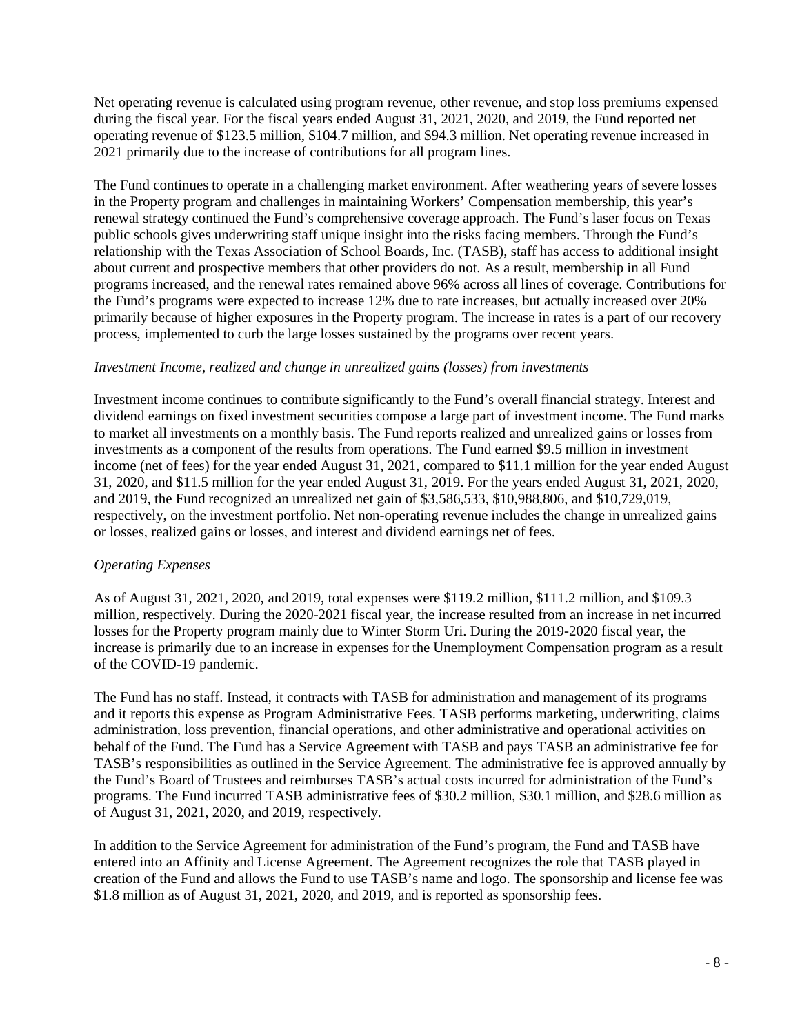Net operating revenue is calculated using program revenue, other revenue, and stop loss premiums expensed during the fiscal year. For the fiscal years ended August 31, 2021, 2020, and 2019, the Fund reported net operating revenue of $123.5 million, $104.7 million, and $94.3 million. Net operating revenue increased in 2021 primarily due to the increase of contributions for all program lines.

The Fund continues to operate in a challenging market environment. After weathering years of severe losses in the Property program and challenges in maintaining Workers' Compensation membership, this year's renewal strategy continued the Fund's comprehensive coverage approach. The Fund's laser focus on Texas public schools gives underwriting staff unique insight into the risks facing members. Through the Fund's relationship with the Texas Association of School Boards, Inc. (TASB), staff has access to additional insight about current and prospective members that other providers do not. As a result, membership in all Fund programs increased, and the renewal rates remained above 96% across all lines of coverage. Contributions for the Fund's programs were expected to increase 12% due to rate increases, but actually increased over 20% primarily because of higher exposures in the Property program. The increase in rates is a part of our recovery process, implemented to curb the large losses sustained by the programs over recent years.

*Investment Income, realized and change in unrealized gains (losses) from investments*

Investment income continues to contribute significantly to the Fund's overall financial strategy. Interest and dividend earnings on fixed investment securities compose a large part of investment income. The Fund marks to market all investments on a monthly basis. The Fund reports realized and unrealized gains or losses from investments as a component of the results from operations. The Fund earned $9.5 million in investment income (net of fees) for the year ended August 31, 2021, compared to $11.1 million for the year ended August 31, 2020, and $11.5 million for the year ended August 31, 2019. For the years ended August 31, 2021, 2020, and 2019, the Fund recognized an unrealized net gain of $3,586,533, $10,988,806, and $10,729,019, respectively, on the investment portfolio. Net non-operating revenue includes the change in unrealized gains or losses, realized gains or losses, and interest and dividend earnings net of fees.

*Operating Expenses*

As of August 31, 2021, 2020, and 2019, total expenses were $119.2 million, $111.2 million, and $109.3 million, respectively. During the 2020-2021 fiscal year, the increase resulted from an increase in net incurred losses for the Property program mainly due to Winter Storm Uri. During the 2019-2020 fiscal year, the increase is primarily due to an increase in expenses for the Unemployment Compensation program as a result of the COVID-19 pandemic.

The Fund has no staff. Instead, it contracts with TASB for administration and management of its programs and it reports this expense as Program Administrative Fees. TASB performs marketing, underwriting, claims administration, loss prevention, financial operations, and other administrative and operational activities on behalf of the Fund. The Fund has a Service Agreement with TASB and pays TASB an administrative fee for TASB's responsibilities as outlined in the Service Agreement. The administrative fee is approved annually by the Fund's Board of Trustees and reimburses TASB's actual costs incurred for administration of the Fund's programs. The Fund incurred TASB administrative fees of $30.2 million, $30.1 million, and $28.6 million as of August 31, 2021, 2020, and 2019, respectively.

In addition to the Service Agreement for administration of the Fund's program, the Fund and TASB have entered into an Affinity and License Agreement. The Agreement recognizes the role that TASB played in creation of the Fund and allows the Fund to use TASB's name and logo. The sponsorship and license fee was $1.8 million as of August 31, 2021, 2020, and 2019, and is reported as sponsorship fees.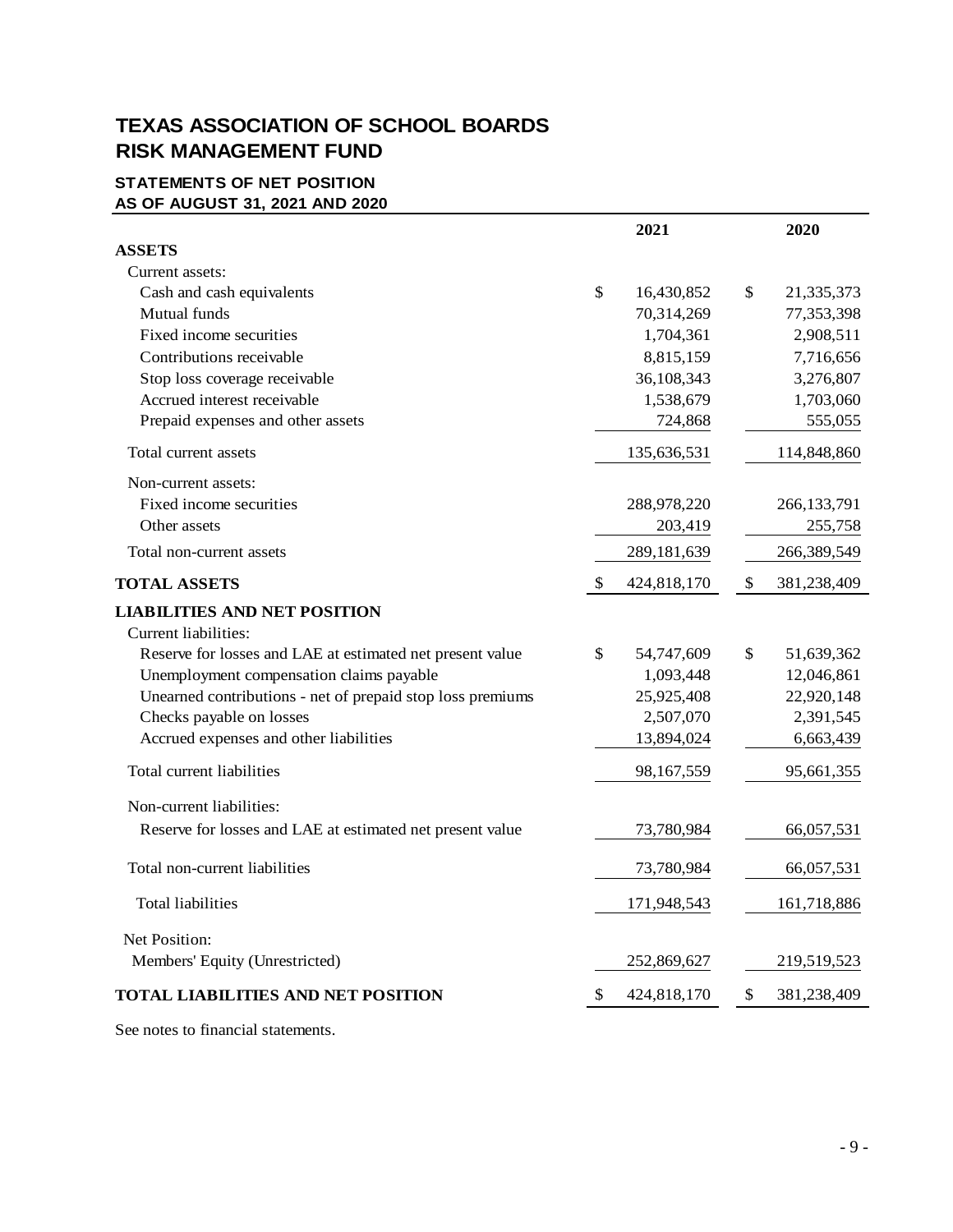# TEXAS ASSOCIATION OF SCHOOL BOARDS
# RISK MANAGEMENT FUND

## STATEMENTS OF NET POSITION
## AS OF AUGUST 31, 2021 AND 2020

| | 2021 | 2020 |
|---|---|---|
| **ASSETS** | | |
| Current assets: | | |
| Cash and cash equivalents | $ 16,430,852 | $ 21,335,373 |
| Mutual funds | 70,314,269 | 77,353,398 |
| Fixed income securities | 1,704,361 | 2,908,511 |
| Contributions receivable | 8,815,159 | 7,716,656 |
| Stop loss coverage receivable | 36,108,343 | 3,276,807 |
| Accrued interest receivable | 1,538,679 | 1,703,060 |
| Prepaid expenses and other assets | 724,868 | 555,055 |
| Total current assets | 135,636,531 | 114,848,860 |
| Non-current assets: | | |
| Fixed income securities | 288,978,220 | 266,133,791 |
| Other assets | 203,419 | 255,758 |
| Total non-current assets | 289,181,639 | 266,389,549 |
| **TOTAL ASSETS** | $ 424,818,170 | $ 381,238,409 |
| **LIABILITIES AND NET POSITION** | | |
| Current liabilities: | | |
| Reserve for losses and LAE at estimated net present value | $ 54,747,609 | $ 51,639,362 |
| Unemployment compensation claims payable | 1,093,448 | 12,046,861 |
| Unearned contributions - net of prepaid stop loss premiums | 25,925,408 | 22,920,148 |
| Checks payable on losses | 2,507,070 | 2,391,545 |
| Accrued expenses and other liabilities | 13,894,024 | 6,663,439 |
| Total current liabilities | 98,167,559 | 95,661,355 |
| Non-current liabilities: | | |
| Reserve for losses and LAE at estimated net present value | 73,780,984 | 66,057,531 |
| Total non-current liabilities | 73,780,984 | 66,057,531 |
| Total liabilities | 171,948,543 | 161,718,886 |
| Net Position: | | |
| Members' Equity (Unrestricted) | 252,869,627 | 219,519,523 |
| **TOTAL LIABILITIES AND NET POSITION** | $ 424,818,170 | $ 381,238,409 |

See notes to financial statements.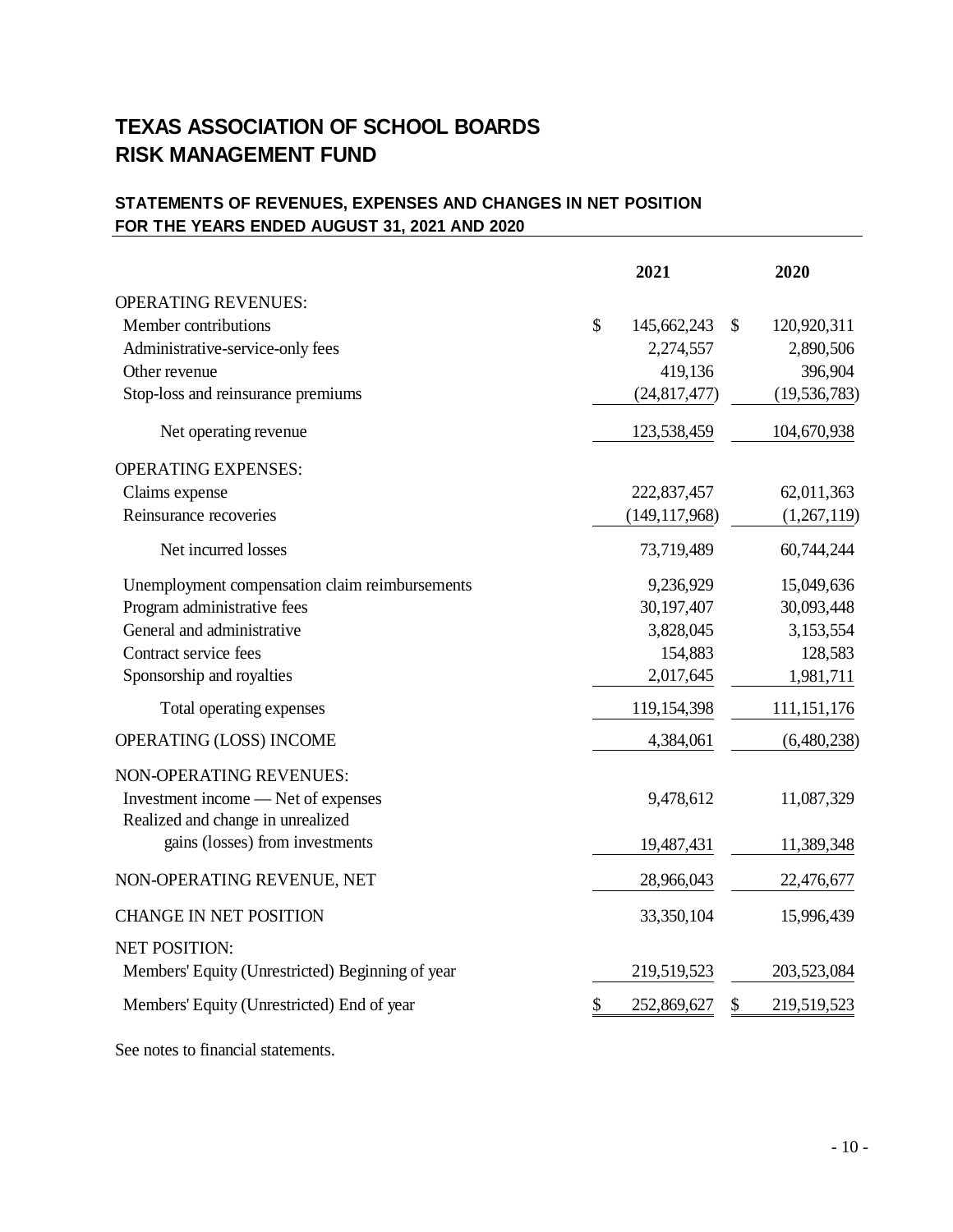# TEXAS ASSOCIATION OF SCHOOL BOARDS
# RISK MANAGEMENT FUND

## STATEMENTS OF REVENUES, EXPENSES AND CHANGES IN NET POSITION
## FOR THE YEARS ENDED AUGUST 31, 2021 AND 2020

| | 2021 | 2020 |
|---|---|---|
| OPERATING REVENUES: | | |
| Member contributions | $ 145,662,243 | $ 120,920,311 |
| Administrative-service-only fees | 2,274,557 | 2,890,506 |
| Other revenue | 419,136 | 396,904 |
| Stop-loss and reinsurance premiums | (24,817,477) | (19,536,783) |
| Net operating revenue | 123,538,459 | 104,670,938 |
| OPERATING EXPENSES: | | |
| Claims expense | 222,837,457 | 62,011,363 |
| Reinsurance recoveries | (149,117,968) | (1,267,119) |
| Net incurred losses | 73,719,489 | 60,744,244 |
| Unemployment compensation claim reimbursements | 9,236,929 | 15,049,636 |
| Program administrative fees | 30,197,407 | 30,093,448 |
| General and administrative | 3,828,045 | 3,153,554 |
| Contract service fees | 154,883 | 128,583 |
| Sponsorship and royalties | 2,017,645 | 1,981,711 |
| Total operating expenses | 119,154,398 | 111,151,176 |
| OPERATING (LOSS) INCOME | 4,384,061 | (6,480,238) |
| NON-OPERATING REVENUES: | | |
| Investment income — Net of expenses | 9,478,612 | 11,087,329 |
| Realized and change in unrealized gains (losses) from investments | 19,487,431 | 11,389,348 |
| NON-OPERATING REVENUE, NET | 28,966,043 | 22,476,677 |
| CHANGE IN NET POSITION | 33,350,104 | 15,996,439 |
| NET POSITION: | | |
| Members' Equity (Unrestricted) Beginning of year | 219,519,523 | 203,523,084 |
| Members' Equity (Unrestricted) End of year | $ 252,869,627 | $ 219,519,523 |

See notes to financial statements.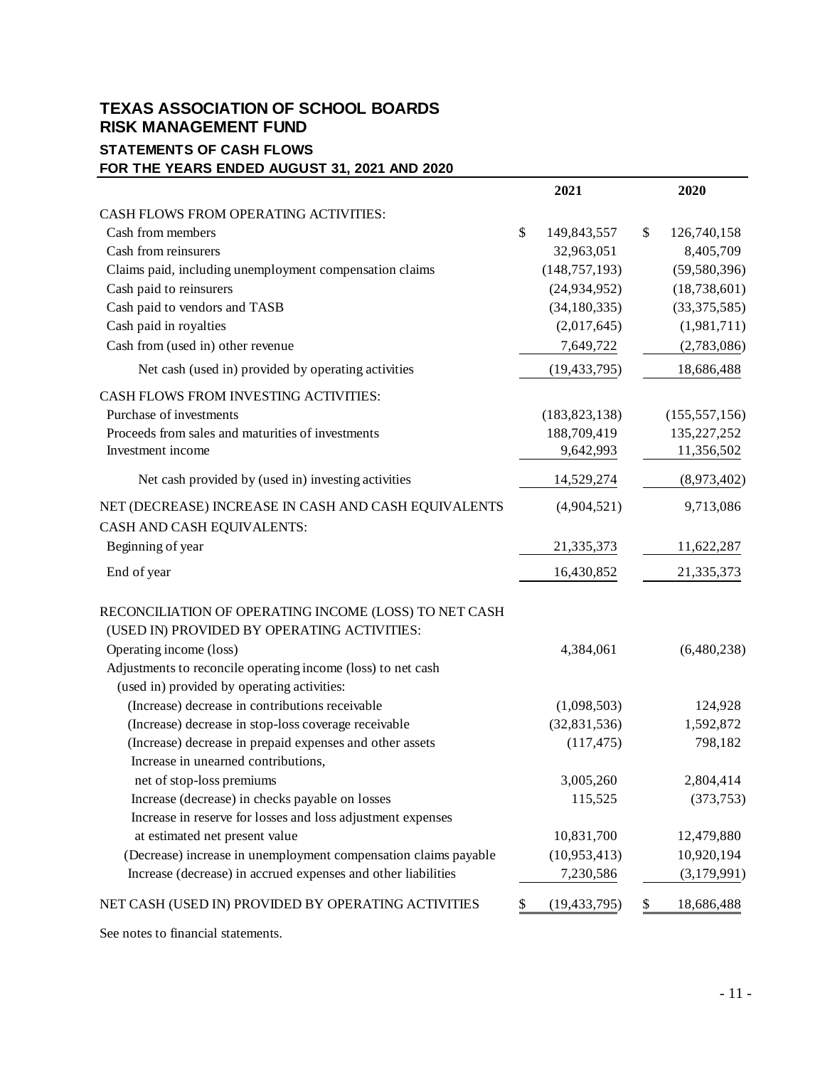# TEXAS ASSOCIATION OF SCHOOL BOARDS
# RISK MANAGEMENT FUND

## STATEMENTS OF CASH FLOWS
## FOR THE YEARS ENDED AUGUST 31, 2021 AND 2020

| | 2021 | 2020 |
|---|---|---|
| CASH FLOWS FROM OPERATING ACTIVITIES: | | |
| Cash from members | $ 149,843,557 | $ 126,740,158 |
| Cash from reinsurers | 32,963,051 | 8,405,709 |
| Claims paid, including unemployment compensation claims | (148,757,193) | (59,580,396) |
| Cash paid to reinsurers | (24,934,952) | (18,738,601) |
| Cash paid to vendors and TASB | (34,180,335) | (33,375,585) |
| Cash paid in royalties | (2,017,645) | (1,981,711) |
| Cash from (used in) other revenue | 7,649,722 | (2,783,086) |
| Net cash (used in) provided by operating activities | (19,433,795) | 18,686,488 |
| CASH FLOWS FROM INVESTING ACTIVITIES: | | |
| Purchase of investments | (183,823,138) | (155,557,156) |
| Proceeds from sales and maturities of investments | 188,709,419 | 135,227,252 |
| Investment income | 9,642,993 | 11,356,502 |
| Net cash provided by (used in) investing activities | 14,529,274 | (8,973,402) |
| NET (DECREASE) INCREASE IN CASH AND CASH EQUIVALENTS | (4,904,521) | 9,713,086 |
| CASH AND CASH EQUIVALENTS: | | |
| Beginning of year | 21,335,373 | 11,622,287 |
| End of year | 16,430,852 | 21,335,373 |
| RECONCILIATION OF OPERATING INCOME (LOSS) TO NET CASH (USED IN) PROVIDED BY OPERATING ACTIVITIES: | | |
| Operating income (loss) | 4,384,061 | (6,480,238) |
| Adjustments to reconcile operating income (loss) to net cash (used in) provided by operating activities: | | |
| (Increase) decrease in contributions receivable | (1,098,503) | 124,928 |
| (Increase) decrease in stop-loss coverage receivable | (32,831,536) | 1,592,872 |
| (Increase) decrease in prepaid expenses and other assets | (117,475) | 798,182 |
| Increase in unearned contributions, net of stop-loss premiums | 3,005,260 | 2,804,414 |
| Increase (decrease) in checks payable on losses | 115,525 | (373,753) |
| Increase in reserve for losses and loss adjustment expenses at estimated net present value | 10,831,700 | 12,479,880 |
| (Decrease) increase in unemployment compensation claims payable | (10,953,413) | 10,920,194 |
| Increase (decrease) in accrued expenses and other liabilities | 7,230,586 | (3,179,991) |
| NET CASH (USED IN) PROVIDED BY OPERATING ACTIVITIES | $ (19,433,795) | $ 18,686,488 |

See notes to financial statements.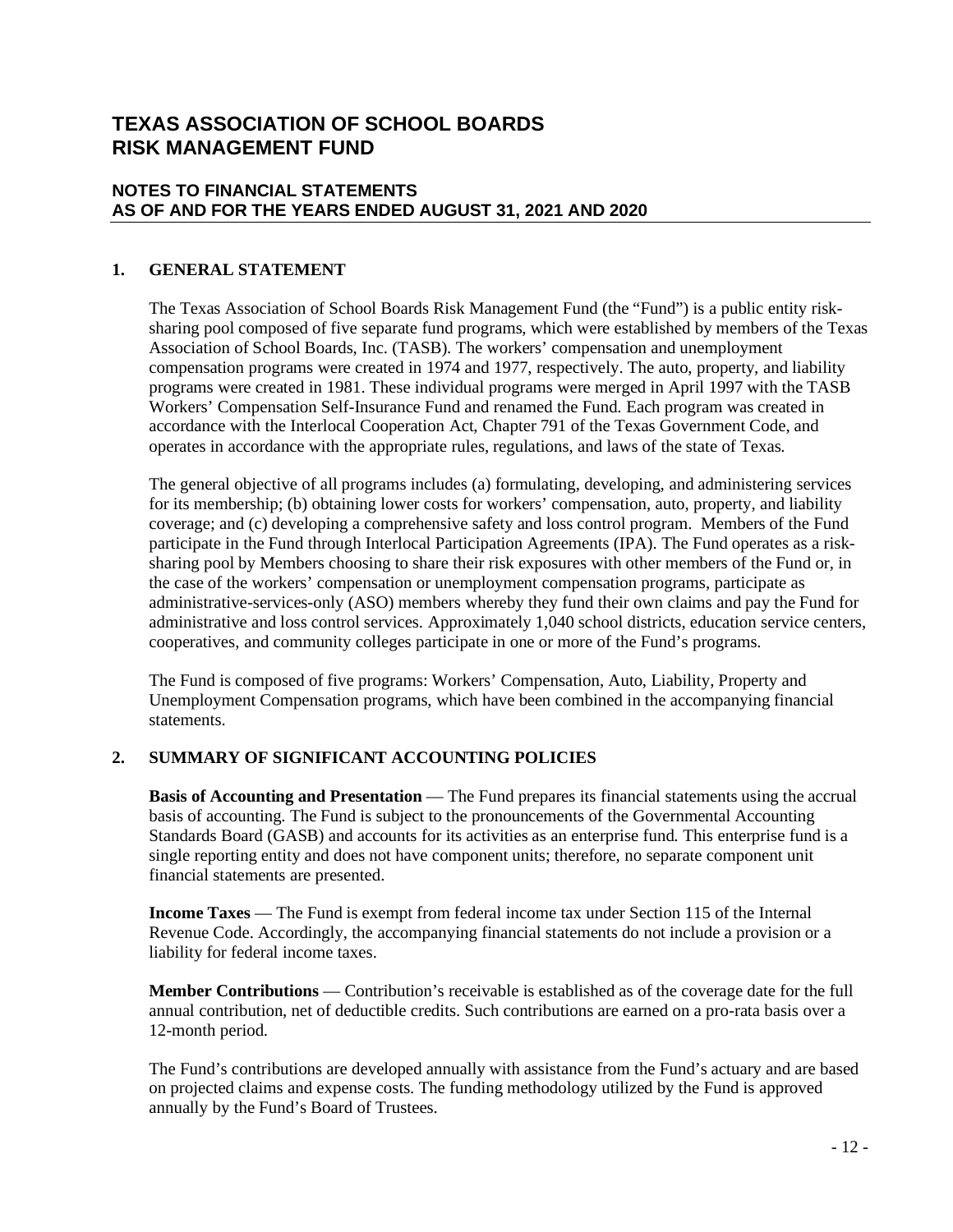# TEXAS ASSOCIATION OF SCHOOL BOARDS RISK MANAGEMENT FUND

## NOTES TO FINANCIAL STATEMENTS AS OF AND FOR THE YEARS ENDED AUGUST 31, 2021 AND 2020

### 1. GENERAL STATEMENT

The Texas Association of School Boards Risk Management Fund (the "Fund") is a public entity risk-sharing pool composed of five separate fund programs, which were established by members of the Texas Association of School Boards, Inc. (TASB). The workers' compensation and unemployment compensation programs were created in 1974 and 1977, respectively. The auto, property, and liability programs were created in 1981. These individual programs were merged in April 1997 with the TASB Workers' Compensation Self-Insurance Fund and renamed the Fund. Each program was created in accordance with the Interlocal Cooperation Act, Chapter 791 of the Texas Government Code, and operates in accordance with the appropriate rules, regulations, and laws of the state of Texas.

The general objective of all programs includes (a) formulating, developing, and administering services for its membership; (b) obtaining lower costs for workers' compensation, auto, property, and liability coverage; and (c) developing a comprehensive safety and loss control program. Members of the Fund participate in the Fund through Interlocal Participation Agreements (IPA). The Fund operates as a risk-sharing pool by Members choosing to share their risk exposures with other members of the Fund or, in the case of the workers' compensation or unemployment compensation programs, participate as administrative-services-only (ASO) members whereby they fund their own claims and pay the Fund for administrative and loss control services. Approximately 1,040 school districts, education service centers, cooperatives, and community colleges participate in one or more of the Fund's programs.

The Fund is composed of five programs: Workers' Compensation, Auto, Liability, Property and Unemployment Compensation programs, which have been combined in the accompanying financial statements.

### 2. SUMMARY OF SIGNIFICANT ACCOUNTING POLICIES

**Basis of Accounting and Presentation** — The Fund prepares its financial statements using the accrual basis of accounting. The Fund is subject to the pronouncements of the Governmental Accounting Standards Board (GASB) and accounts for its activities as an enterprise fund. This enterprise fund is a single reporting entity and does not have component units; therefore, no separate component unit financial statements are presented.

**Income Taxes** — The Fund is exempt from federal income tax under Section 115 of the Internal Revenue Code. Accordingly, the accompanying financial statements do not include a provision or a liability for federal income taxes.

**Member Contributions** — Contribution's receivable is established as of the coverage date for the full annual contribution, net of deductible credits. Such contributions are earned on a pro-rata basis over a 12-month period.

The Fund's contributions are developed annually with assistance from the Fund's actuary and are based on projected claims and expense costs. The funding methodology utilized by the Fund is approved annually by the Fund's Board of Trustees.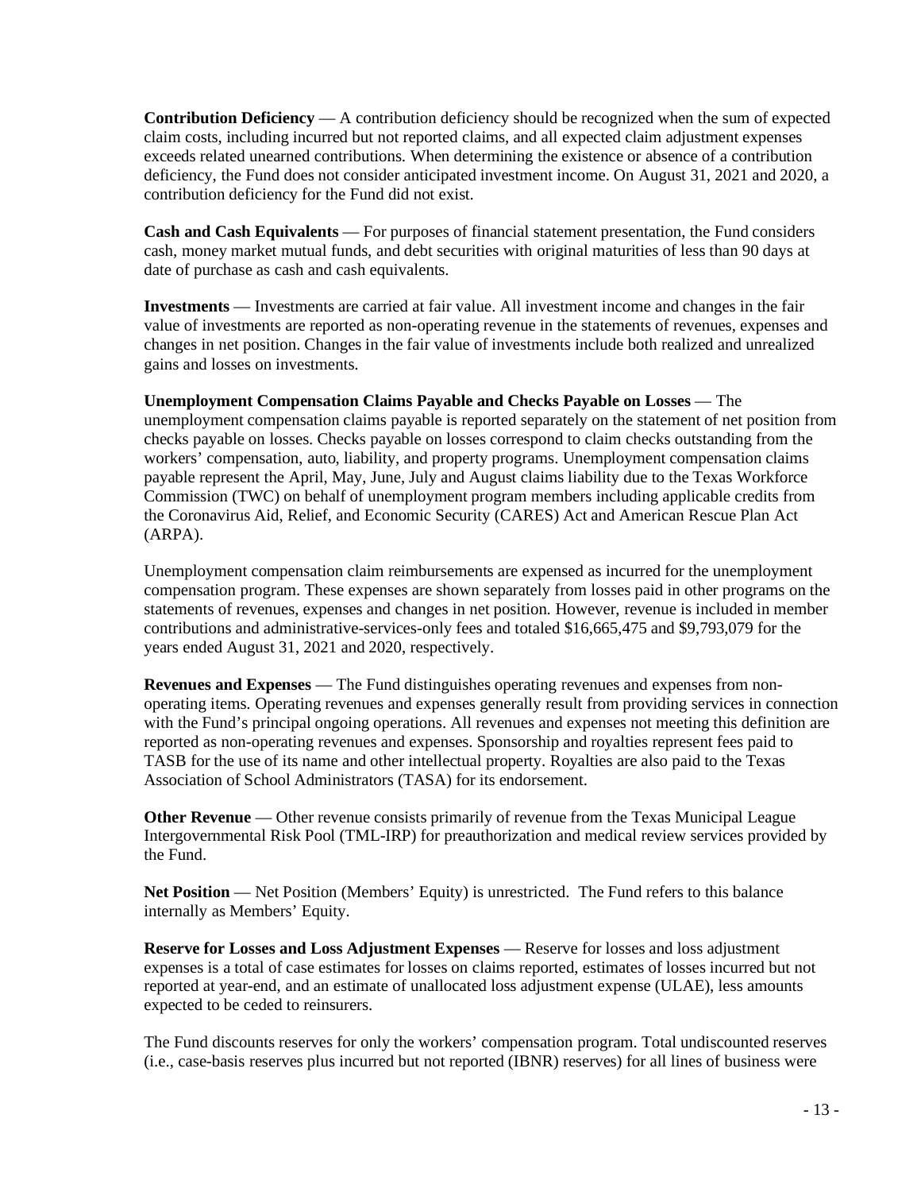**Contribution Deficiency** — A contribution deficiency should be recognized when the sum of expected claim costs, including incurred but not reported claims, and all expected claim adjustment expenses exceeds related unearned contributions. When determining the existence or absence of a contribution deficiency, the Fund does not consider anticipated investment income. On August 31, 2021 and 2020, a contribution deficiency for the Fund did not exist.

**Cash and Cash Equivalents** — For purposes of financial statement presentation, the Fund considers cash, money market mutual funds, and debt securities with original maturities of less than 90 days at date of purchase as cash and cash equivalents.

**Investments** — Investments are carried at fair value. All investment income and changes in the fair value of investments are reported as non-operating revenue in the statements of revenues, expenses and changes in net position. Changes in the fair value of investments include both realized and unrealized gains and losses on investments.

**Unemployment Compensation Claims Payable and Checks Payable on Losses** — The unemployment compensation claims payable is reported separately on the statement of net position from checks payable on losses. Checks payable on losses correspond to claim checks outstanding from the workers' compensation, auto, liability, and property programs. Unemployment compensation claims payable represent the April, May, June, July and August claims liability due to the Texas Workforce Commission (TWC) on behalf of unemployment program members including applicable credits from the Coronavirus Aid, Relief, and Economic Security (CARES) Act and American Rescue Plan Act (ARPA).

Unemployment compensation claim reimbursements are expensed as incurred for the unemployment compensation program. These expenses are shown separately from losses paid in other programs on the statements of revenues, expenses and changes in net position. However, revenue is included in member contributions and administrative-services-only fees and totaled \$16,665,475 and \$9,793,079 for the years ended August 31, 2021 and 2020, respectively.

**Revenues and Expenses** — The Fund distinguishes operating revenues and expenses from non-operating items. Operating revenues and expenses generally result from providing services in connection with the Fund's principal ongoing operations. All revenues and expenses not meeting this definition are reported as non-operating revenues and expenses. Sponsorship and royalties represent fees paid to TASB for the use of its name and other intellectual property. Royalties are also paid to the Texas Association of School Administrators (TASA) for its endorsement.

**Other Revenue** — Other revenue consists primarily of revenue from the Texas Municipal League Intergovernmental Risk Pool (TML-IRP) for preauthorization and medical review services provided by the Fund.

**Net Position** — Net Position (Members' Equity) is unrestricted. The Fund refers to this balance internally as Members' Equity.

**Reserve for Losses and Loss Adjustment Expenses** — Reserve for losses and loss adjustment expenses is a total of case estimates for losses on claims reported, estimates of losses incurred but not reported at year-end, and an estimate of unallocated loss adjustment expense (ULAE), less amounts expected to be ceded to reinsurers.

The Fund discounts reserves for only the workers' compensation program. Total undiscounted reserves (i.e., case-basis reserves plus incurred but not reported (IBNR) reserves) for all lines of business were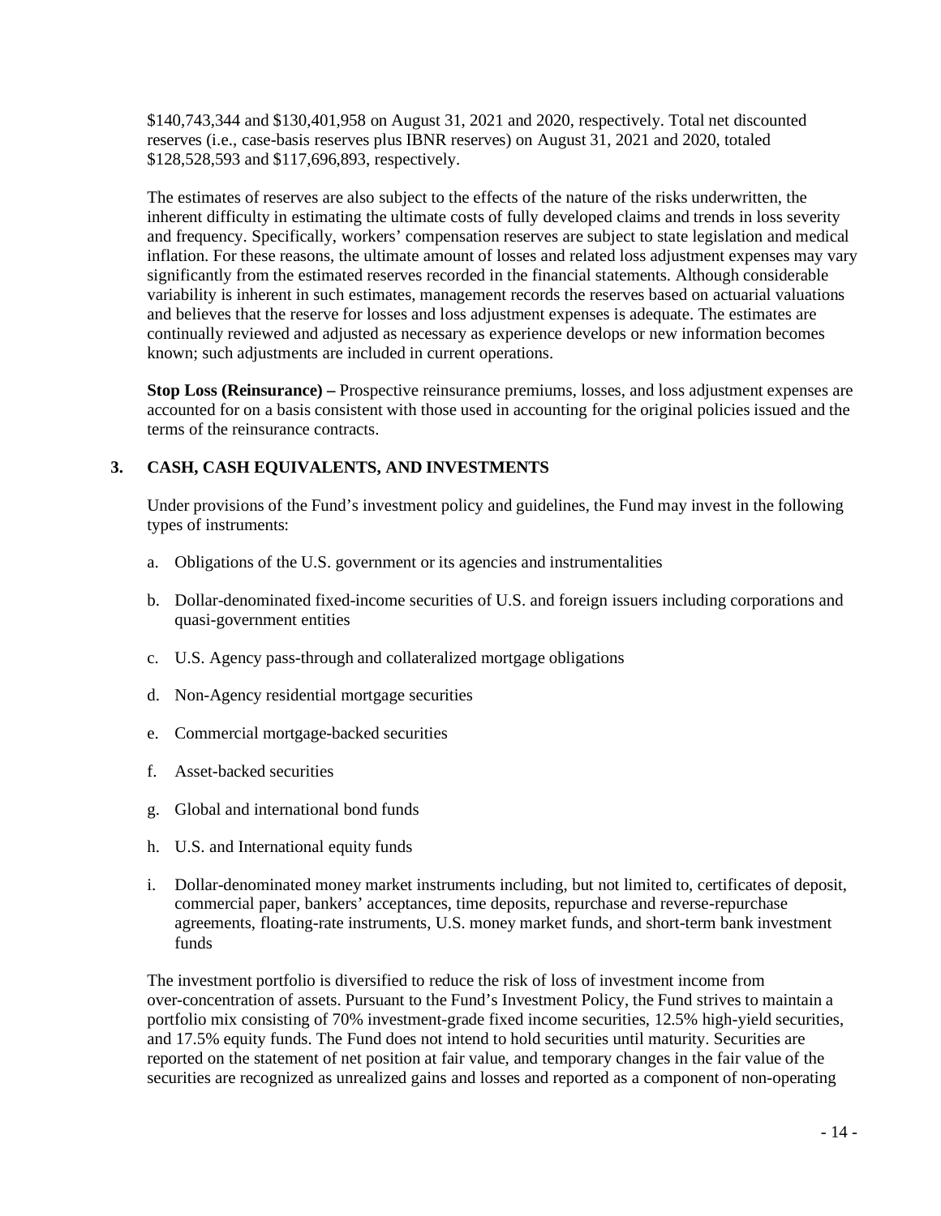$140,743,344 and $130,401,958 on August 31, 2021 and 2020, respectively. Total net discounted reserves (i.e., case-basis reserves plus IBNR reserves) on August 31, 2021 and 2020, totaled $128,528,593 and $117,696,893, respectively.

The estimates of reserves are also subject to the effects of the nature of the risks underwritten, the inherent difficulty in estimating the ultimate costs of fully developed claims and trends in loss severity and frequency. Specifically, workers' compensation reserves are subject to state legislation and medical inflation. For these reasons, the ultimate amount of losses and related loss adjustment expenses may vary significantly from the estimated reserves recorded in the financial statements. Although considerable variability is inherent in such estimates, management records the reserves based on actuarial valuations and believes that the reserve for losses and loss adjustment expenses is adequate. The estimates are continually reviewed and adjusted as necessary as experience develops or new information becomes known; such adjustments are included in current operations.

**Stop Loss (Reinsurance) –** Prospective reinsurance premiums, losses, and loss adjustment expenses are accounted for on a basis consistent with those used in accounting for the original policies issued and the terms of the reinsurance contracts.

## 3. CASH, CASH EQUIVALENTS, AND INVESTMENTS

Under provisions of the Fund's investment policy and guidelines, the Fund may invest in the following types of instruments:

a. Obligations of the U.S. government or its agencies and instrumentalities

b. Dollar-denominated fixed-income securities of U.S. and foreign issuers including corporations and quasi-government entities

c. U.S. Agency pass-through and collateralized mortgage obligations

d. Non-Agency residential mortgage securities

e. Commercial mortgage-backed securities

f. Asset-backed securities

g. Global and international bond funds

h. U.S. and International equity funds

i. Dollar-denominated money market instruments including, but not limited to, certificates of deposit, commercial paper, bankers' acceptances, time deposits, repurchase and reverse-repurchase agreements, floating-rate instruments, U.S. money market funds, and short-term bank investment funds

The investment portfolio is diversified to reduce the risk of loss of investment income from over-concentration of assets. Pursuant to the Fund's Investment Policy, the Fund strives to maintain a portfolio mix consisting of 70% investment-grade fixed income securities, 12.5% high-yield securities, and 17.5% equity funds. The Fund does not intend to hold securities until maturity. Securities are reported on the statement of net position at fair value, and temporary changes in the fair value of the securities are recognized as unrealized gains and losses and reported as a component of non-operating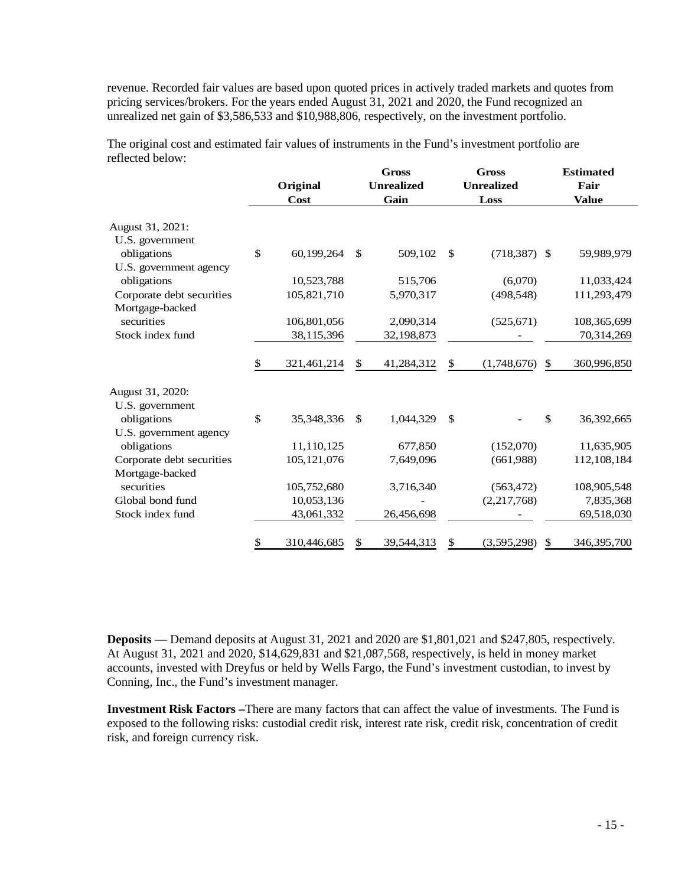revenue. Recorded fair values are based upon quoted prices in actively traded markets and quotes from pricing services/brokers. For the years ended August 31, 2021 and 2020, the Fund recognized an unrealized net gain of $3,586,533 and $10,988,806, respectively, on the investment portfolio.

The original cost and estimated fair values of instruments in the Fund's investment portfolio are reflected below:

| | Original Cost | Gross Unrealized Gain | Gross Unrealized Loss | Estimated Fair Value |
|---|---|---|---|---|
| August 31, 2021: | | | | |
| U.S. government obligations | $ 60,199,264 | $ 509,102 | $ (718,387) | $ 59,989,979 |
| U.S. government agency obligations | 10,523,788 | 515,706 | (6,070) | 11,033,424 |
| Corporate debt securities | 105,821,710 | 5,970,317 | (498,548) | 111,293,479 |
| Mortgage-backed securities | 106,801,056 | 2,090,314 | (525,671) | 108,365,699 |
| Stock index fund | 38,115,396 | 32,198,873 | - | 70,314,269 |
| | $ 321,461,214 | $ 41,284,312 | $ (1,748,676) | $ 360,996,850 |
| August 31, 2020: | | | | |
| U.S. government obligations | $ 35,348,336 | $ 1,044,329 | $ - | $ 36,392,665 |
| U.S. government agency obligations | 11,110,125 | 677,850 | (152,070) | 11,635,905 |
| Corporate debt securities | 105,121,076 | 7,649,096 | (661,988) | 112,108,184 |
| Mortgage-backed securities | 105,752,680 | 3,716,340 | (563,472) | 108,905,548 |
| Global bond fund | 10,053,136 | - | (2,217,768) | 7,835,368 |
| Stock index fund | 43,061,332 | 26,456,698 | - | 69,518,030 |
| | $ 310,446,685 | $ 39,544,313 | $ (3,595,298) | $ 346,395,700 |

**Deposits** — Demand deposits at August 31, 2021 and 2020 are $1,801,021 and $247,805, respectively. At August 31, 2021 and 2020, $14,629,831 and $21,087,568, respectively, is held in money market accounts, invested with Dreyfus or held by Wells Fargo, the Fund's investment custodian, to invest by Conning, Inc., the Fund's investment manager.

**Investment Risk Factors –**There are many factors that can affect the value of investments. The Fund is exposed to the following risks: custodial credit risk, interest rate risk, credit risk, concentration of credit risk, and foreign currency risk.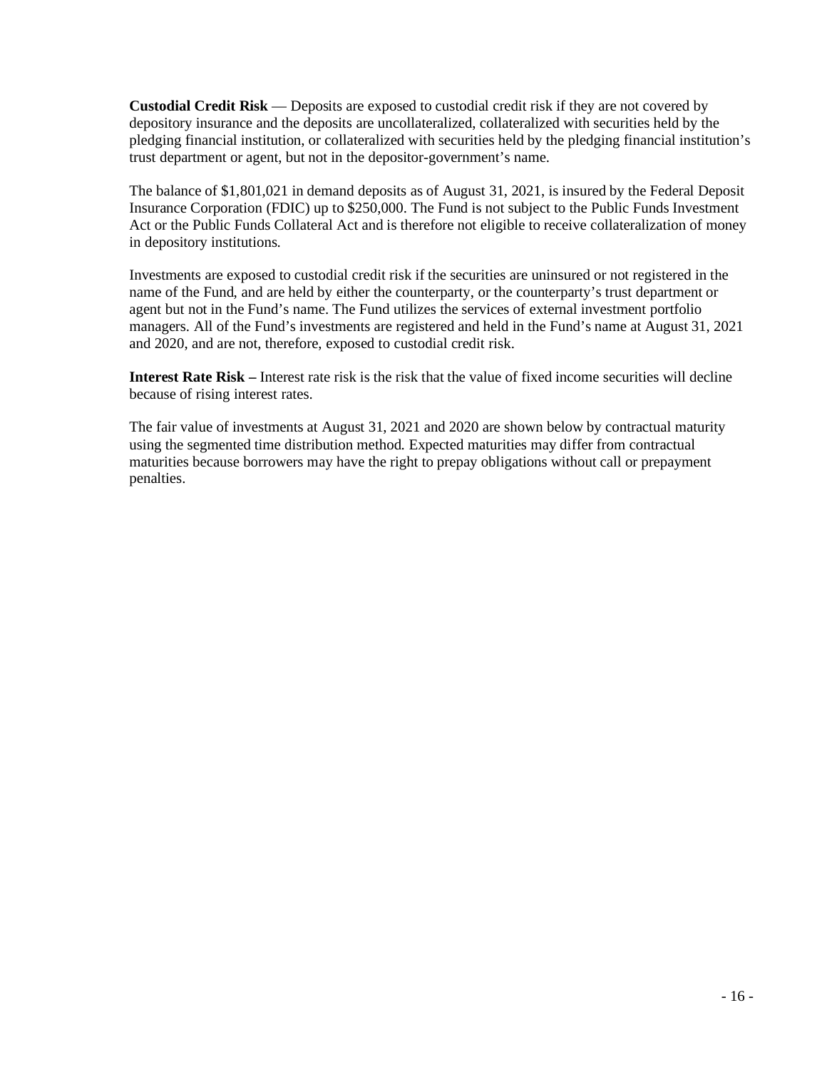**Custodial Credit Risk** — Deposits are exposed to custodial credit risk if they are not covered by depository insurance and the deposits are uncollateralized, collateralized with securities held by the pledging financial institution, or collateralized with securities held by the pledging financial institution's trust department or agent, but not in the depositor-government's name.

The balance of $1,801,021 in demand deposits as of August 31, 2021, is insured by the Federal Deposit Insurance Corporation (FDIC) up to $250,000. The Fund is not subject to the Public Funds Investment Act or the Public Funds Collateral Act and is therefore not eligible to receive collateralization of money in depository institutions.

Investments are exposed to custodial credit risk if the securities are uninsured or not registered in the name of the Fund, and are held by either the counterparty, or the counterparty's trust department or agent but not in the Fund's name. The Fund utilizes the services of external investment portfolio managers. All of the Fund's investments are registered and held in the Fund's name at August 31, 2021 and 2020, and are not, therefore, exposed to custodial credit risk.

**Interest Rate Risk –** Interest rate risk is the risk that the value of fixed income securities will decline because of rising interest rates.

The fair value of investments at August 31, 2021 and 2020 are shown below by contractual maturity using the segmented time distribution method. Expected maturities may differ from contractual maturities because borrowers may have the right to prepay obligations without call or prepayment penalties.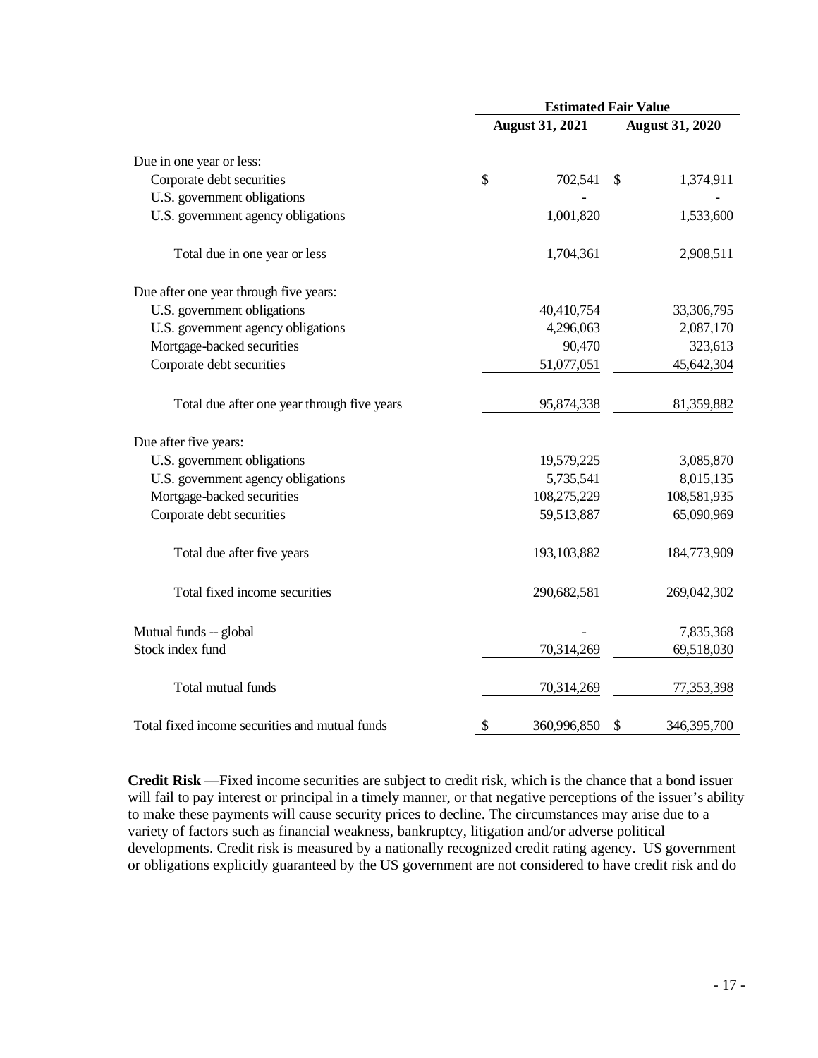| | Estimated Fair Value | |
|---|---|---|
| | August 31, 2021 | August 31, 2020 |
| Due in one year or less: | | |
| Corporate debt securities | $ 702,541 | $ 1,374,911 |
| U.S. government obligations | - | - |
| U.S. government agency obligations | 1,001,820 | 1,533,600 |
| Total due in one year or less | 1,704,361 | 2,908,511 |
| Due after one year through five years: | | |
| U.S. government obligations | 40,410,754 | 33,306,795 |
| U.S. government agency obligations | 4,296,063 | 2,087,170 |
| Mortgage-backed securities | 90,470 | 323,613 |
| Corporate debt securities | 51,077,051 | 45,642,304 |
| Total due after one year through five years | 95,874,338 | 81,359,882 |
| Due after five years: | | |
| U.S. government obligations | 19,579,225 | 3,085,870 |
| U.S. government agency obligations | 5,735,541 | 8,015,135 |
| Mortgage-backed securities | 108,275,229 | 108,581,935 |
| Corporate debt securities | 59,513,887 | 65,090,969 |
| Total due after five years | 193,103,882 | 184,773,909 |
| Total fixed income securities | 290,682,581 | 269,042,302 |
| Mutual funds -- global | - | 7,835,368 |
| Stock index fund | 70,314,269 | 69,518,030 |
| Total mutual funds | 70,314,269 | 77,353,398 |
| Total fixed income securities and mutual funds | $ 360,996,850 | $ 346,395,700 |

**Credit Risk** —Fixed income securities are subject to credit risk, which is the chance that a bond issuer will fail to pay interest or principal in a timely manner, or that negative perceptions of the issuer's ability to make these payments will cause security prices to decline. The circumstances may arise due to a variety of factors such as financial weakness, bankruptcy, litigation and/or adverse political developments. Credit risk is measured by a nationally recognized credit rating agency. US government or obligations explicitly guaranteed by the US government are not considered to have credit risk and do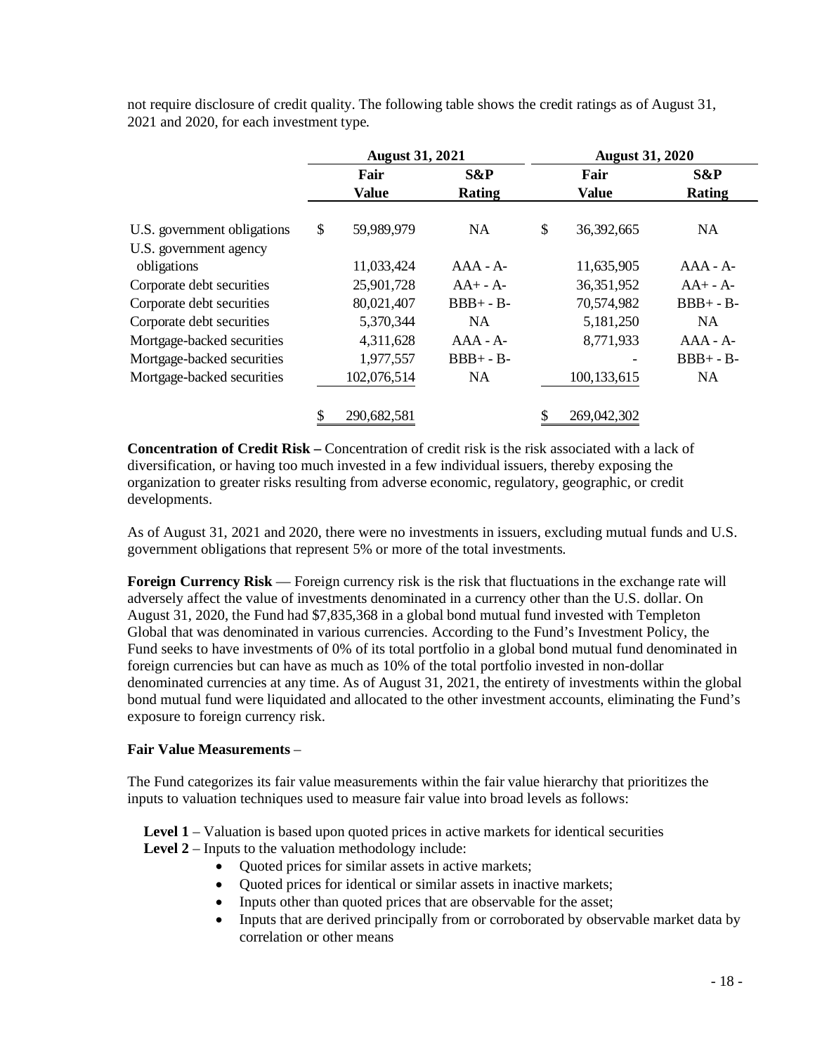not require disclosure of credit quality. The following table shows the credit ratings as of August 31, 2021 and 2020, for each investment type.

| | August 31, 2021 | | August 31, 2020 | |
|---|---|---|---|---|
| | Fair Value | S&P Rating | Fair Value | S&P Rating |
| U.S. government obligations | $ 59,989,979 | NA | $ 36,392,665 | NA |
| U.S. government agency obligations | 11,033,424 | AAA - A- | 11,635,905 | AAA - A- |
| Corporate debt securities | 25,901,728 | AA+ - A- | 36,351,952 | AA+ - A- |
| Corporate debt securities | 80,021,407 | BBB+ - B- | 70,574,982 | BBB+ - B- |
| Corporate debt securities | 5,370,344 | NA | 5,181,250 | NA |
| Mortgage-backed securities | 4,311,628 | AAA - A- | 8,771,933 | AAA - A- |
| Mortgage-backed securities | 1,977,557 | BBB+ - B- | - | BBB+ - B- |
| Mortgage-backed securities | 102,076,514 | NA | 100,133,615 | NA |
| | $ 290,682,581 | | $ 269,042,302 | |

**Concentration of Credit Risk –** Concentration of credit risk is the risk associated with a lack of diversification, or having too much invested in a few individual issuers, thereby exposing the organization to greater risks resulting from adverse economic, regulatory, geographic, or credit developments.

As of August 31, 2021 and 2020, there were no investments in issuers, excluding mutual funds and U.S. government obligations that represent 5% or more of the total investments.

**Foreign Currency Risk** — Foreign currency risk is the risk that fluctuations in the exchange rate will adversely affect the value of investments denominated in a currency other than the U.S. dollar. On August 31, 2020, the Fund had $7,835,368 in a global bond mutual fund invested with Templeton Global that was denominated in various currencies. According to the Fund's Investment Policy, the Fund seeks to have investments of 0% of its total portfolio in a global bond mutual fund denominated in foreign currencies but can have as much as 10% of the total portfolio invested in non-dollar denominated currencies at any time. As of August 31, 2021, the entirety of investments within the global bond mutual fund were liquidated and allocated to the other investment accounts, eliminating the Fund's exposure to foreign currency risk.

**Fair Value Measurements** –

The Fund categorizes its fair value measurements within the fair value hierarchy that prioritizes the inputs to valuation techniques used to measure fair value into broad levels as follows:

**Level 1** – Valuation is based upon quoted prices in active markets for identical securities
**Level 2** – Inputs to the valuation methodology include:

- Quoted prices for similar assets in active markets;
- Quoted prices for identical or similar assets in inactive markets;
- Inputs other than quoted prices that are observable for the asset;
- Inputs that are derived principally from or corroborated by observable market data by correlation or other means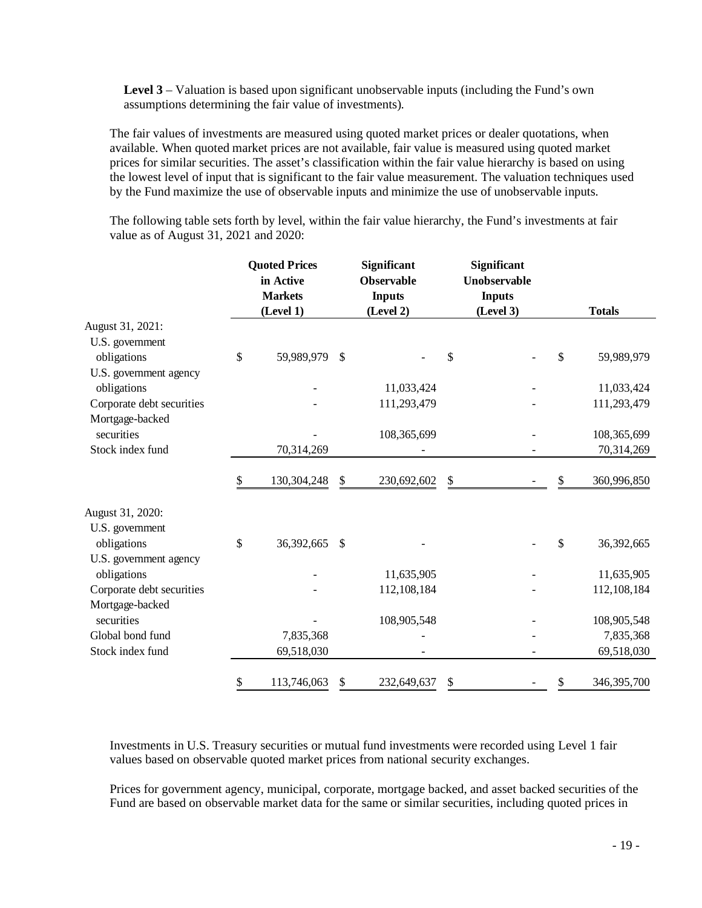**Level 3** – Valuation is based upon significant unobservable inputs (including the Fund's own assumptions determining the fair value of investments).

The fair values of investments are measured using quoted market prices or dealer quotations, when available. When quoted market prices are not available, fair value is measured using quoted market prices for similar securities. The asset's classification within the fair value hierarchy is based on using the lowest level of input that is significant to the fair value measurement. The valuation techniques used by the Fund maximize the use of observable inputs and minimize the use of unobservable inputs.

The following table sets forth by level, within the fair value hierarchy, the Fund's investments at fair value as of August 31, 2021 and 2020:

| | Quoted Prices in Active Markets (Level 1) | Significant Observable Inputs (Level 2) | Significant Unobservable Inputs (Level 3) | Totals |
|---|---|---|---|---|
| August 31, 2021: | | | | |
| U.S. government obligations | $ 59,989,979 | $ - | $ - | $ 59,989,979 |
| U.S. government agency obligations | - | 11,033,424 | - | 11,033,424 |
| Corporate debt securities | - | 111,293,479 | - | 111,293,479 |
| Mortgage-backed securities | - | 108,365,699 | - | 108,365,699 |
| Stock index fund | 70,314,269 | - | - | 70,314,269 |
| | $ 130,304,248 | $ 230,692,602 | $ - | $ 360,996,850 |
| August 31, 2020: | | | | |
| U.S. government obligations | $ 36,392,665 | $ - | - | $ 36,392,665 |
| U.S. government agency obligations | - | 11,635,905 | - | 11,635,905 |
| Corporate debt securities | - | 112,108,184 | - | 112,108,184 |
| Mortgage-backed securities | - | 108,905,548 | - | 108,905,548 |
| Global bond fund | 7,835,368 | - | - | 7,835,368 |
| Stock index fund | 69,518,030 | - | - | 69,518,030 |
| | $ 113,746,063 | $ 232,649,637 | $ - | $ 346,395,700 |

Investments in U.S. Treasury securities or mutual fund investments were recorded using Level 1 fair values based on observable quoted market prices from national security exchanges.

Prices for government agency, municipal, corporate, mortgage backed, and asset backed securities of the Fund are based on observable market data for the same or similar securities, including quoted prices in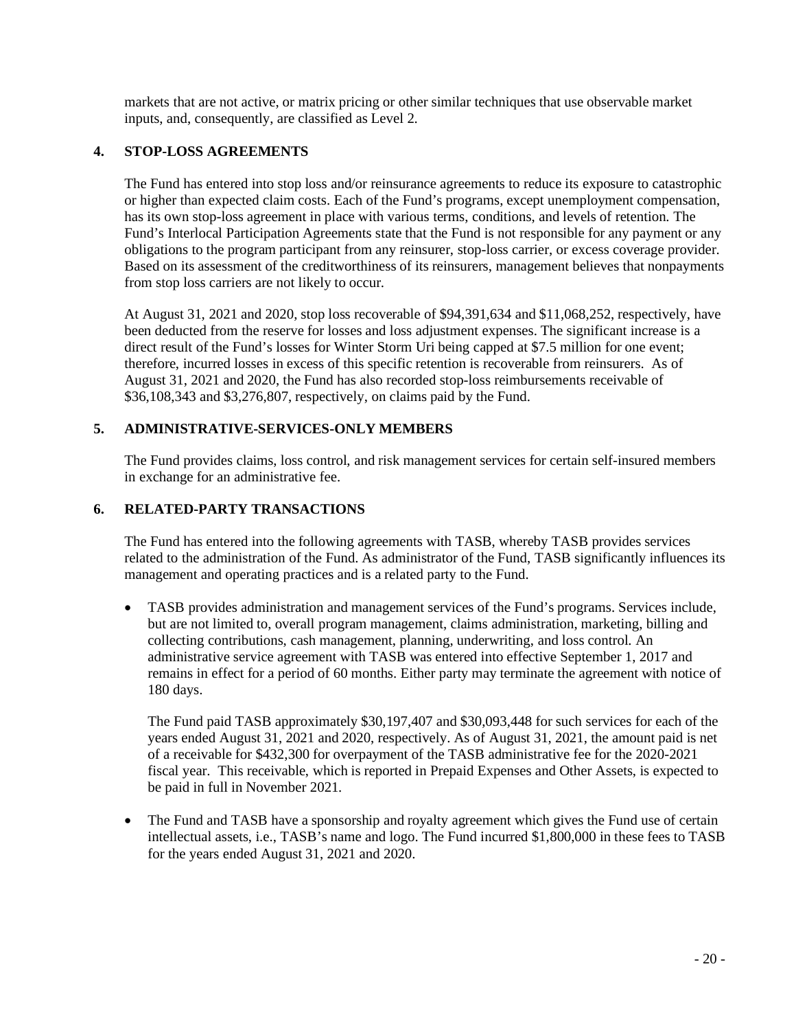markets that are not active, or matrix pricing or other similar techniques that use observable market inputs, and, consequently, are classified as Level 2.

## 4. STOP-LOSS AGREEMENTS

The Fund has entered into stop loss and/or reinsurance agreements to reduce its exposure to catastrophic or higher than expected claim costs. Each of the Fund's programs, except unemployment compensation, has its own stop-loss agreement in place with various terms, conditions, and levels of retention. The Fund's Interlocal Participation Agreements state that the Fund is not responsible for any payment or any obligations to the program participant from any reinsurer, stop-loss carrier, or excess coverage provider. Based on its assessment of the creditworthiness of its reinsurers, management believes that nonpayments from stop loss carriers are not likely to occur.

At August 31, 2021 and 2020, stop loss recoverable of $94,391,634 and $11,068,252, respectively, have been deducted from the reserve for losses and loss adjustment expenses. The significant increase is a direct result of the Fund's losses for Winter Storm Uri being capped at $7.5 million for one event; therefore, incurred losses in excess of this specific retention is recoverable from reinsurers. As of August 31, 2021 and 2020, the Fund has also recorded stop-loss reimbursements receivable of $36,108,343 and $3,276,807, respectively, on claims paid by the Fund.

## 5. ADMINISTRATIVE-SERVICES-ONLY MEMBERS

The Fund provides claims, loss control, and risk management services for certain self-insured members in exchange for an administrative fee.

## 6. RELATED-PARTY TRANSACTIONS

The Fund has entered into the following agreements with TASB, whereby TASB provides services related to the administration of the Fund. As administrator of the Fund, TASB significantly influences its management and operating practices and is a related party to the Fund.

- TASB provides administration and management services of the Fund's programs. Services include, but are not limited to, overall program management, claims administration, marketing, billing and collecting contributions, cash management, planning, underwriting, and loss control. An administrative service agreement with TASB was entered into effective September 1, 2017 and remains in effect for a period of 60 months. Either party may terminate the agreement with notice of 180 days.

  The Fund paid TASB approximately $30,197,407 and $30,093,448 for such services for each of the years ended August 31, 2021 and 2020, respectively. As of August 31, 2021, the amount paid is net of a receivable for $432,300 for overpayment of the TASB administrative fee for the 2020-2021 fiscal year. This receivable, which is reported in Prepaid Expenses and Other Assets, is expected to be paid in full in November 2021.

- The Fund and TASB have a sponsorship and royalty agreement which gives the Fund use of certain intellectual assets, i.e., TASB's name and logo. The Fund incurred $1,800,000 in these fees to TASB for the years ended August 31, 2021 and 2020.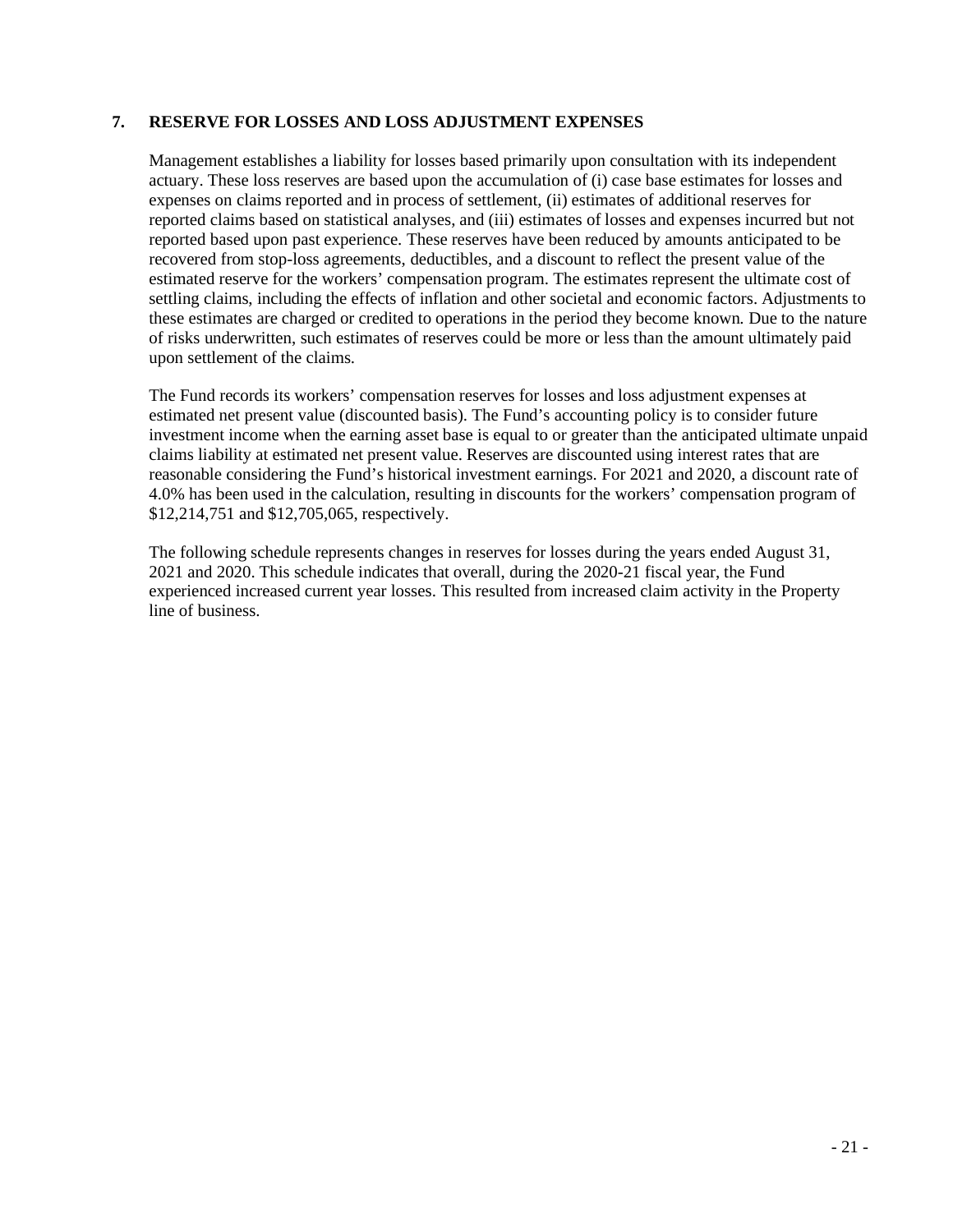## 7. RESERVE FOR LOSSES AND LOSS ADJUSTMENT EXPENSES

Management establishes a liability for losses based primarily upon consultation with its independent actuary. These loss reserves are based upon the accumulation of (i) case base estimates for losses and expenses on claims reported and in process of settlement, (ii) estimates of additional reserves for reported claims based on statistical analyses, and (iii) estimates of losses and expenses incurred but not reported based upon past experience. These reserves have been reduced by amounts anticipated to be recovered from stop-loss agreements, deductibles, and a discount to reflect the present value of the estimated reserve for the workers' compensation program. The estimates represent the ultimate cost of settling claims, including the effects of inflation and other societal and economic factors. Adjustments to these estimates are charged or credited to operations in the period they become known. Due to the nature of risks underwritten, such estimates of reserves could be more or less than the amount ultimately paid upon settlement of the claims.

The Fund records its workers' compensation reserves for losses and loss adjustment expenses at estimated net present value (discounted basis). The Fund's accounting policy is to consider future investment income when the earning asset base is equal to or greater than the anticipated ultimate unpaid claims liability at estimated net present value. Reserves are discounted using interest rates that are reasonable considering the Fund's historical investment earnings. For 2021 and 2020, a discount rate of 4.0% has been used in the calculation, resulting in discounts for the workers' compensation program of $12,214,751 and $12,705,065, respectively.

The following schedule represents changes in reserves for losses during the years ended August 31, 2021 and 2020. This schedule indicates that overall, during the 2020-21 fiscal year, the Fund experienced increased current year losses. This resulted from increased claim activity in the Property line of business.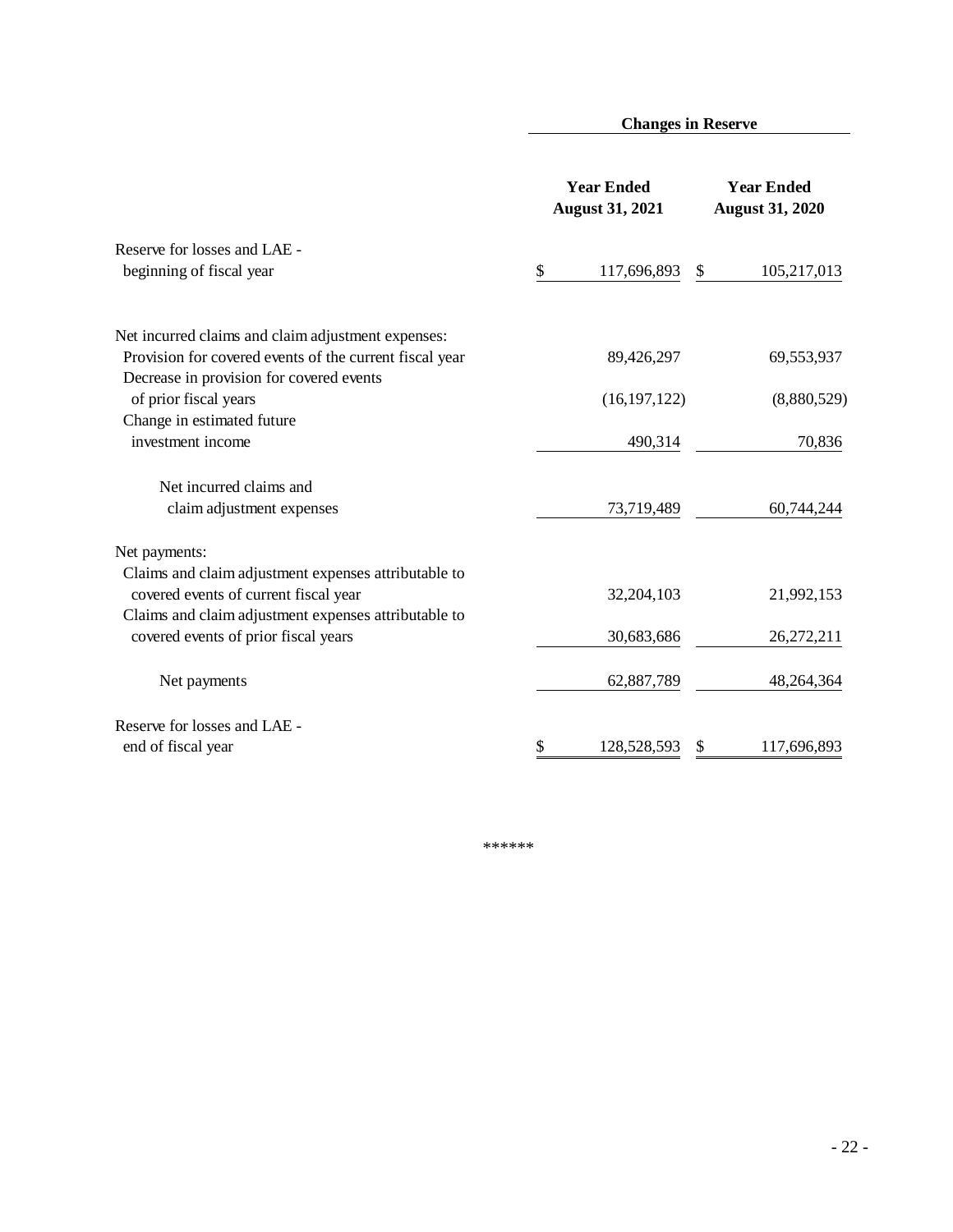| | Changes in Reserve | |
|---|---|---|
| | **Year Ended August 31, 2021** | **Year Ended August 31, 2020** |
| Reserve for losses and LAE - beginning of fiscal year | $ 117,696,893 | $ 105,217,013 |
| Net incurred claims and claim adjustment expenses: | | |
| Provision for covered events of the current fiscal year | 89,426,297 | 69,553,937 |
| Decrease in provision for covered events of prior fiscal years | (16,197,122) | (8,880,529) |
| Change in estimated future investment income | 490,314 | 70,836 |
| Net incurred claims and claim adjustment expenses | 73,719,489 | 60,744,244 |
| Net payments: | | |
| Claims and claim adjustment expenses attributable to covered events of current fiscal year | 32,204,103 | 21,992,153 |
| Claims and claim adjustment expenses attributable to covered events of prior fiscal years | 30,683,686 | 26,272,211 |
| Net payments | 62,887,789 | 48,264,364 |
| Reserve for losses and LAE - end of fiscal year | $ 128,528,593 | $ 117,696,893 |

******